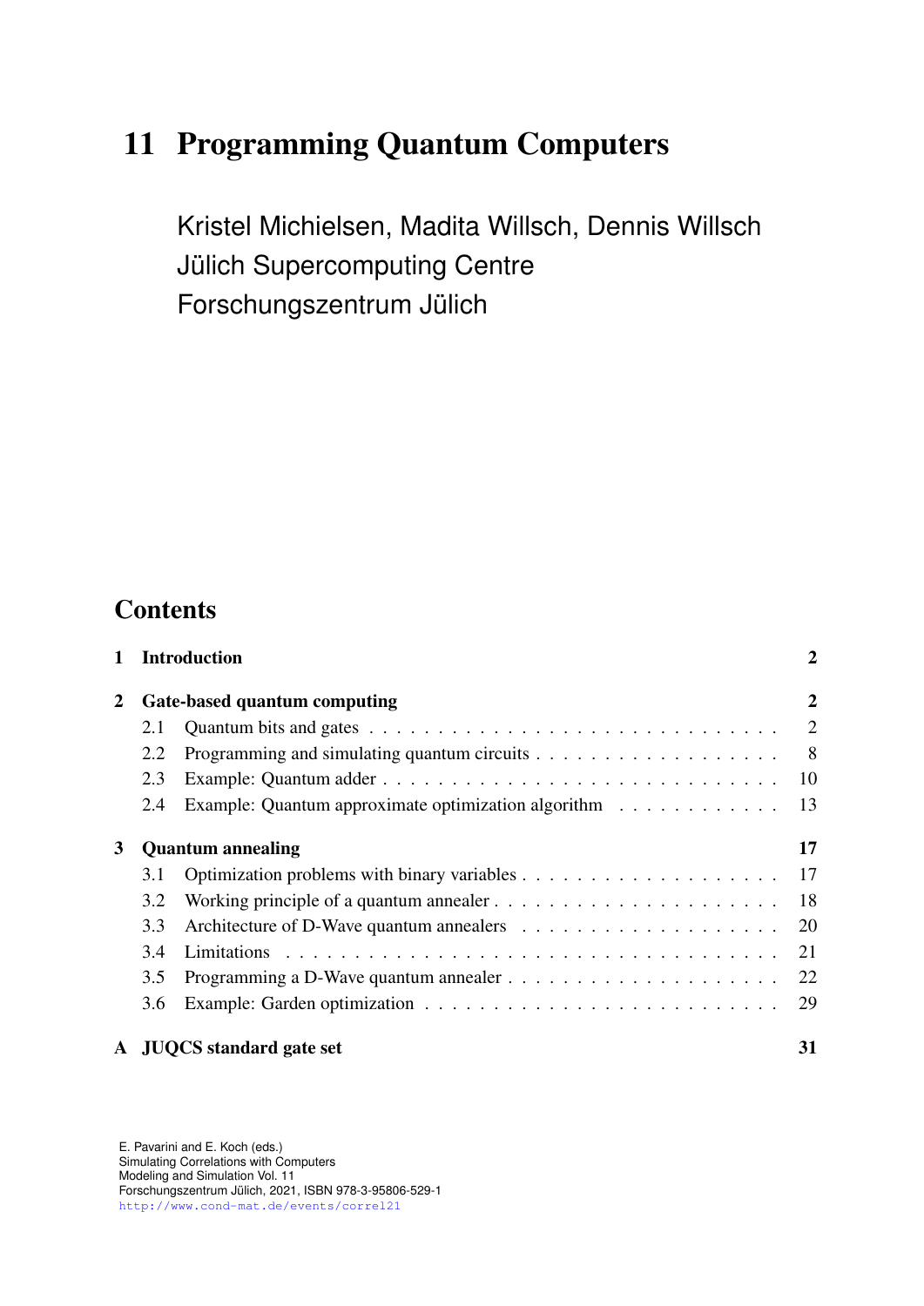# 11 Programming Quantum Computers

Kristel Michielsen, Madita Willsch, Dennis Willsch
Jülich Supercomputing Centre
Forschungszentrum Jülich

## Contents

| | | |
|---|---|---|
| **1** | **Introduction** | **2** |
| **2** | **Gate-based quantum computing** | **2** |
| 2.1 | Quantum bits and gates | 2 |
| 2.2 | Programming and simulating quantum circuits | 8 |
| 2.3 | Example: Quantum adder | 10 |
| 2.4 | Example: Quantum approximate optimization algorithm | 13 |
| **3** | **Quantum annealing** | **17** |
| 3.1 | Optimization problems with binary variables | 17 |
| 3.2 | Working principle of a quantum annealer | 18 |
| 3.3 | Architecture of D-Wave quantum annealers | 20 |
| 3.4 | Limitations | 21 |
| 3.5 | Programming a D-Wave quantum annealer | 22 |
| 3.6 | Example: Garden optimization | 29 |
| **A** | **JUQCS standard gate set** | **31** |

E. Pavarini and E. Koch (eds.)
Simulating Correlations with Computers
Modeling and Simulation Vol. 11
Forschungszentrum Jülich, 2021, ISBN 978-3-95806-529-1
http://www.cond-mat.de/events/correl21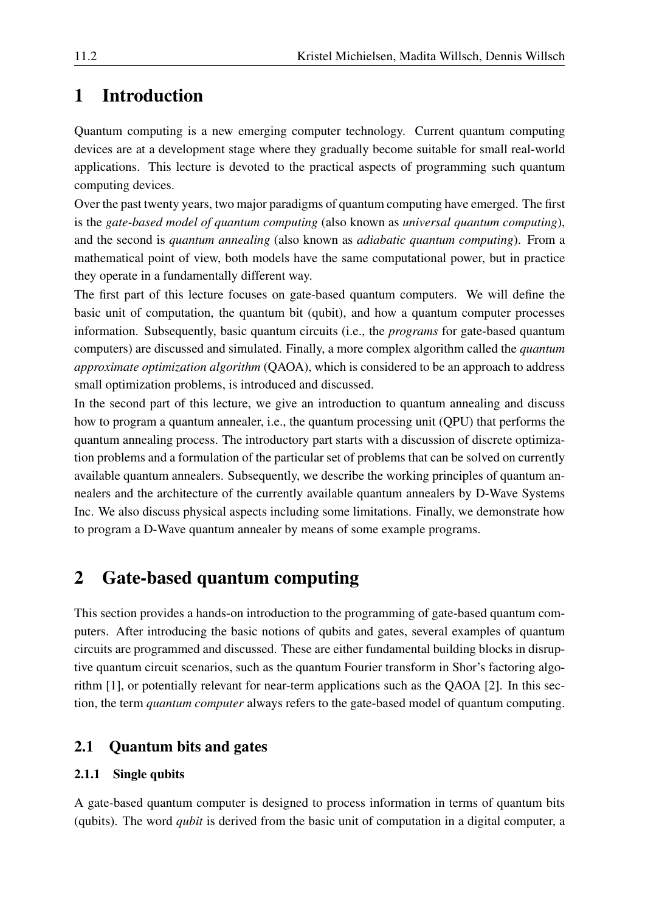# 1 Introduction

Quantum computing is a new emerging computer technology. Current quantum computing devices are at a development stage where they gradually become suitable for small real-world applications. This lecture is devoted to the practical aspects of programming such quantum computing devices.

Over the past twenty years, two major paradigms of quantum computing have emerged. The first is the *gate-based model of quantum computing* (also known as *universal quantum computing*), and the second is *quantum annealing* (also known as *adiabatic quantum computing*). From a mathematical point of view, both models have the same computational power, but in practice they operate in a fundamentally different way.

The first part of this lecture focuses on gate-based quantum computers. We will define the basic unit of computation, the quantum bit (qubit), and how a quantum computer processes information. Subsequently, basic quantum circuits (i.e., the *programs* for gate-based quantum computers) are discussed and simulated. Finally, a more complex algorithm called the *quantum approximate optimization algorithm* (QAOA), which is considered to be an approach to address small optimization problems, is introduced and discussed.

In the second part of this lecture, we give an introduction to quantum annealing and discuss how to program a quantum annealer, i.e., the quantum processing unit (QPU) that performs the quantum annealing process. The introductory part starts with a discussion of discrete optimization problems and a formulation of the particular set of problems that can be solved on currently available quantum annealers. Subsequently, we describe the working principles of quantum annealers and the architecture of the currently available quantum annealers by D-Wave Systems Inc. We also discuss physical aspects including some limitations. Finally, we demonstrate how to program a D-Wave quantum annealer by means of some example programs.

# 2 Gate-based quantum computing

This section provides a hands-on introduction to the programming of gate-based quantum computers. After introducing the basic notions of qubits and gates, several examples of quantum circuits are programmed and discussed. These are either fundamental building blocks in disruptive quantum circuit scenarios, such as the quantum Fourier transform in Shor's factoring algorithm [1], or potentially relevant for near-term applications such as the QAOA [2]. In this section, the term *quantum computer* always refers to the gate-based model of quantum computing.

## 2.1 Quantum bits and gates

### 2.1.1 Single qubits

A gate-based quantum computer is designed to process information in terms of quantum bits (qubits). The word *qubit* is derived from the basic unit of computation in a digital computer, a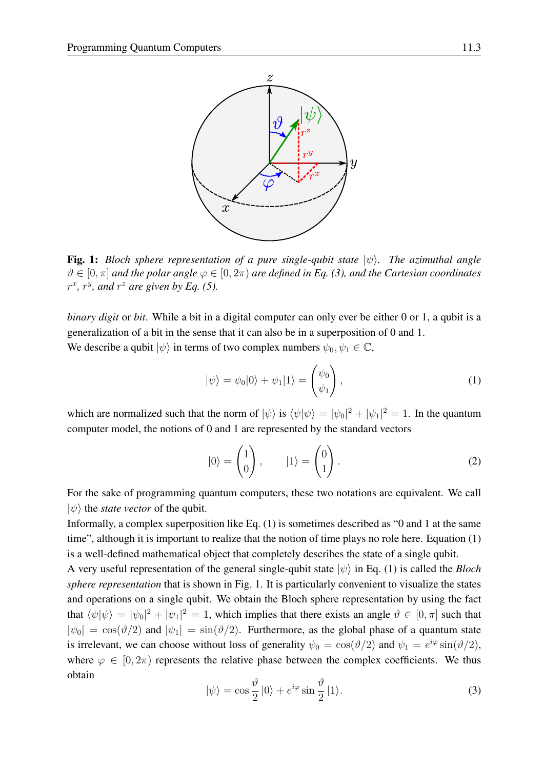**Fig. 1:** *Bloch sphere representation of a pure single-qubit state $|\psi\rangle$. The azimuthal angle $\vartheta \in [0, \pi]$ and the polar angle $\varphi \in [0, 2\pi)$ are defined in Eq. (3), and the Cartesian coordinates $r^x$, $r^y$, and $r^z$ are given by Eq. (5).*

*binary digit* or *bit*. While a bit in a digital computer can only ever be either 0 or 1, a qubit is a generalization of a bit in the sense that it can also be in a superposition of 0 and 1.

We describe a qubit $|\psi\rangle$ in terms of two complex numbers $\psi_0, \psi_1 \in \mathbb{C}$,

$$|\psi\rangle = \psi_0|0\rangle + \psi_1|1\rangle = \begin{pmatrix} \psi_0 \\ \psi_1 \end{pmatrix}, \tag{1}$$

which are normalized such that the norm of $|\psi\rangle$ is $\langle\psi|\psi\rangle = |\psi_0|^2 + |\psi_1|^2 = 1$. In the quantum computer model, the notions of 0 and 1 are represented by the standard vectors

$$|0\rangle = \begin{pmatrix} 1 \\ 0 \end{pmatrix}, \qquad |1\rangle = \begin{pmatrix} 0 \\ 1 \end{pmatrix}. \tag{2}$$

For the sake of programming quantum computers, these two notations are equivalent. We call $|\psi\rangle$ the *state vector* of the qubit.

Informally, a complex superposition like Eq. (1) is sometimes described as "0 and 1 at the same time", although it is important to realize that the notion of time plays no role here. Equation (1) is a well-defined mathematical object that completely describes the state of a single qubit.

A very useful representation of the general single-qubit state $|\psi\rangle$ in Eq. (1) is called the *Bloch sphere representation* that is shown in Fig. 1. It is particularly convenient to visualize the states and operations on a single qubit. We obtain the Bloch sphere representation by using the fact that $\langle\psi|\psi\rangle = |\psi_0|^2 + |\psi_1|^2 = 1$, which implies that there exists an angle $\vartheta \in [0, \pi]$ such that $|\psi_0| = \cos(\vartheta/2)$ and $|\psi_1| = \sin(\vartheta/2)$. Furthermore, as the global phase of a quantum state is irrelevant, we can choose without loss of generality $\psi_0 = \cos(\vartheta/2)$ and $\psi_1 = e^{i\varphi}\sin(\vartheta/2)$, where $\varphi \in [0, 2\pi)$ represents the relative phase between the complex coefficients. We thus obtain

$$|\psi\rangle = \cos\frac{\vartheta}{2}\,|0\rangle + e^{i\varphi}\sin\frac{\vartheta}{2}\,|1\rangle. \tag{3}$$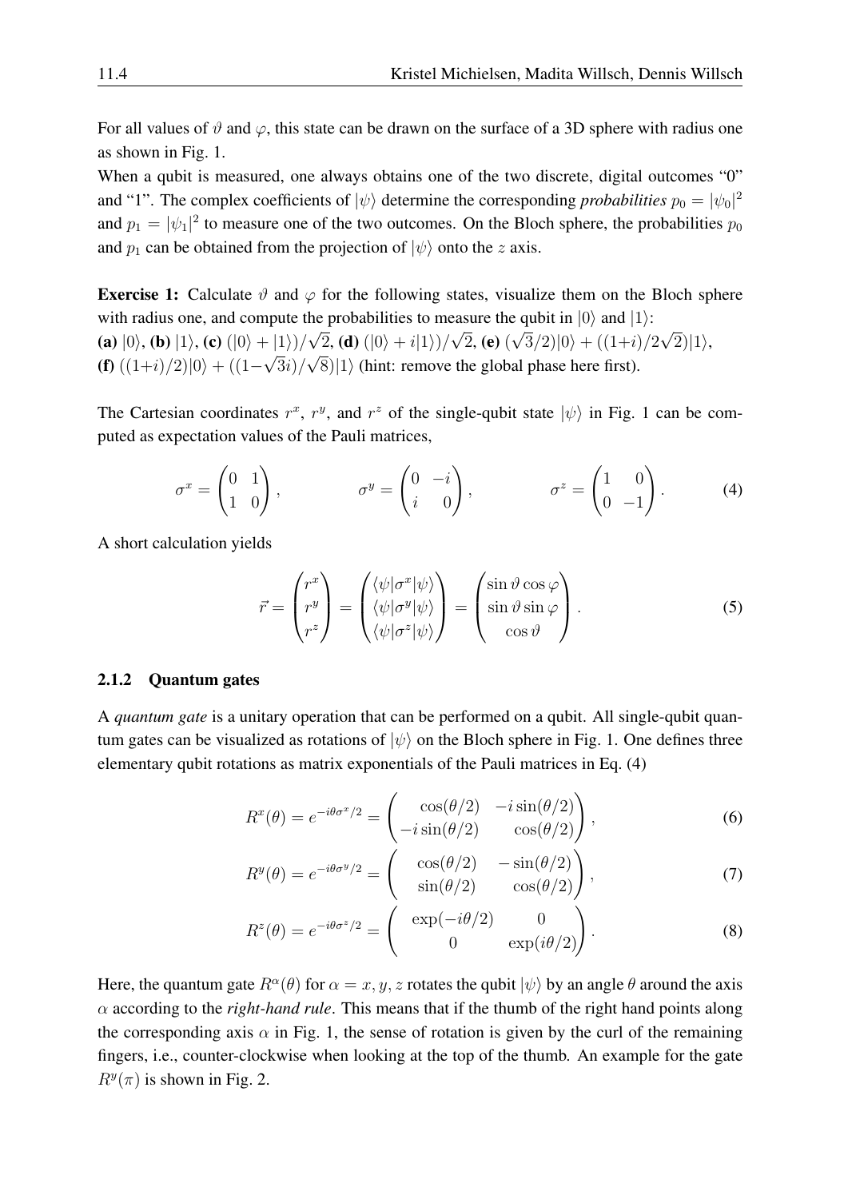For all values of $\vartheta$ and $\varphi$, this state can be drawn on the surface of a 3D sphere with radius one as shown in Fig. 1.

When a qubit is measured, one always obtains one of the two discrete, digital outcomes "0" and "1". The complex coefficients of $|\psi\rangle$ determine the corresponding *probabilities* $p_0 = |\psi_0|^2$ and $p_1 = |\psi_1|^2$ to measure one of the two outcomes. On the Bloch sphere, the probabilities $p_0$ and $p_1$ can be obtained from the projection of $|\psi\rangle$ onto the $z$ axis.

**Exercise 1:** Calculate $\vartheta$ and $\varphi$ for the following states, visualize them on the Bloch sphere with radius one, and compute the probabilities to measure the qubit in $|0\rangle$ and $|1\rangle$:
**(a)** $|0\rangle$, **(b)** $|1\rangle$, **(c)** $(|0\rangle + |1\rangle)/\sqrt{2}$, **(d)** $(|0\rangle + i|1\rangle)/\sqrt{2}$, **(e)** $(\sqrt{3}/2)|0\rangle + ((1+i)/2\sqrt{2})|1\rangle$, **(f)** $((1+i)/2)|0\rangle + ((1-\sqrt{3}i)/\sqrt{8})|1\rangle$ (hint: remove the global phase here first).

The Cartesian coordinates $r^x$, $r^y$, and $r^z$ of the single-qubit state $|\psi\rangle$ in Fig. 1 can be computed as expectation values of the Pauli matrices,

$$\sigma^x = \begin{pmatrix} 0 & 1 \\ 1 & 0 \end{pmatrix}, \qquad \sigma^y = \begin{pmatrix} 0 & -i \\ i & 0 \end{pmatrix}, \qquad \sigma^z = \begin{pmatrix} 1 & 0 \\ 0 & -1 \end{pmatrix}. \tag{4}$$

A short calculation yields

$$\vec{r} = \begin{pmatrix} r^x \\ r^y \\ r^z \end{pmatrix} = \begin{pmatrix} \langle\psi|\sigma^x|\psi\rangle \\ \langle\psi|\sigma^y|\psi\rangle \\ \langle\psi|\sigma^z|\psi\rangle \end{pmatrix} = \begin{pmatrix} \sin\vartheta\cos\varphi \\ \sin\vartheta\sin\varphi \\ \cos\vartheta \end{pmatrix}. \tag{5}$$

### 2.1.2 Quantum gates

A *quantum gate* is a unitary operation that can be performed on a qubit. All single-qubit quantum gates can be visualized as rotations of $|\psi\rangle$ on the Bloch sphere in Fig. 1. One defines three elementary qubit rotations as matrix exponentials of the Pauli matrices in Eq. (4)

$$R^x(\theta) = e^{-i\theta\sigma^x/2} = \begin{pmatrix} \cos(\theta/2) & -i\sin(\theta/2) \\ -i\sin(\theta/2) & \cos(\theta/2) \end{pmatrix}, \tag{6}$$

$$R^y(\theta) = e^{-i\theta\sigma^y/2} = \begin{pmatrix} \cos(\theta/2) & -\sin(\theta/2) \\ \sin(\theta/2) & \cos(\theta/2) \end{pmatrix}, \tag{7}$$

$$R^z(\theta) = e^{-i\theta\sigma^z/2} = \begin{pmatrix} \exp(-i\theta/2) & 0 \\ 0 & \exp(i\theta/2) \end{pmatrix}. \tag{8}$$

Here, the quantum gate $R^\alpha(\theta)$ for $\alpha = x, y, z$ rotates the qubit $|\psi\rangle$ by an angle $\theta$ around the axis $\alpha$ according to the *right-hand rule*. This means that if the thumb of the right hand points along the corresponding axis $\alpha$ in Fig. 1, the sense of rotation is given by the curl of the remaining fingers, i.e., counter-clockwise when looking at the top of the thumb. An example for the gate $R^y(\pi)$ is shown in Fig. 2.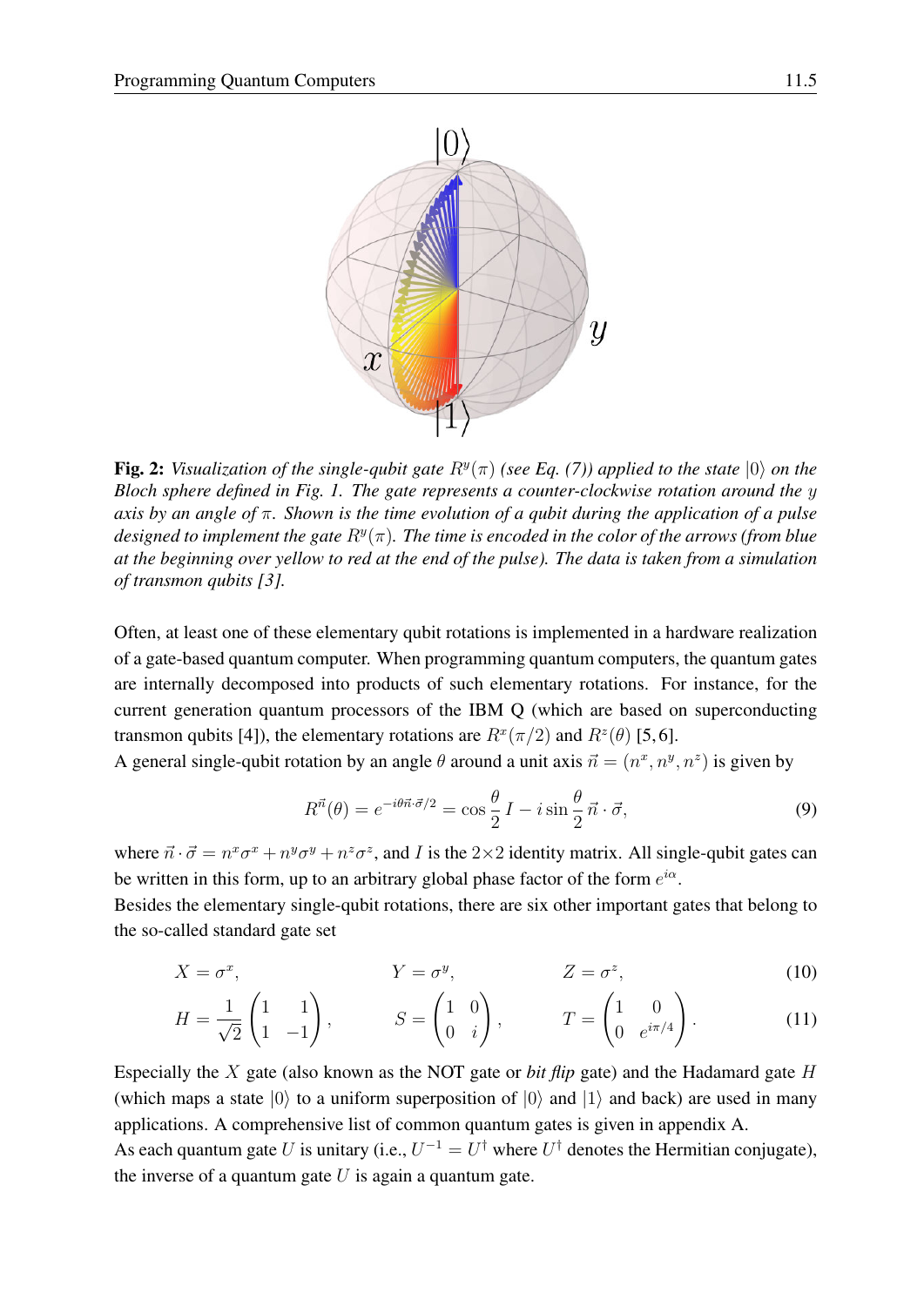**Fig. 2:** *Visualization of the single-qubit gate $R^y(\pi)$ (see Eq. (7)) applied to the state $|0\rangle$ on the Bloch sphere defined in Fig. 1. The gate represents a counter-clockwise rotation around the $y$ axis by an angle of $\pi$. Shown is the time evolution of a qubit during the application of a pulse designed to implement the gate $R^y(\pi)$. The time is encoded in the color of the arrows (from blue at the beginning over yellow to red at the end of the pulse). The data is taken from a simulation of transmon qubits [3].*

Often, at least one of these elementary qubit rotations is implemented in a hardware realization of a gate-based quantum computer. When programming quantum computers, the quantum gates are internally decomposed into products of such elementary rotations. For instance, for the current generation quantum processors of the IBM Q (which are based on superconducting transmon qubits [4]), the elementary rotations are $R^x(\pi/2)$ and $R^z(\theta)$ [5,6].

A general single-qubit rotation by an angle $\theta$ around a unit axis $\vec{n} = (n^x, n^y, n^z)$ is given by

$$R^{\vec{n}}(\theta) = e^{-i\theta\vec{n}\cdot\vec{\sigma}/2} = \cos\frac{\theta}{2}\, I - i\sin\frac{\theta}{2}\,\vec{n}\cdot\vec{\sigma}, \tag{9}$$

where $\vec{n}\cdot\vec{\sigma} = n^x\sigma^x + n^y\sigma^y + n^z\sigma^z$, and $I$ is the $2\times 2$ identity matrix. All single-qubit gates can be written in this form, up to an arbitrary global phase factor of the form $e^{i\alpha}$.

Besides the elementary single-qubit rotations, there are six other important gates that belong to the so-called standard gate set

$$X = \sigma^x, \qquad Y = \sigma^y, \qquad Z = \sigma^z, \tag{10}$$

$$H = \frac{1}{\sqrt{2}}\begin{pmatrix} 1 & 1 \\ 1 & -1 \end{pmatrix}, \qquad S = \begin{pmatrix} 1 & 0 \\ 0 & i \end{pmatrix}, \qquad T = \begin{pmatrix} 1 & 0 \\ 0 & e^{i\pi/4} \end{pmatrix}. \tag{11}$$

Especially the $X$ gate (also known as the NOT gate or *bit flip* gate) and the Hadamard gate $H$ (which maps a state $|0\rangle$ to a uniform superposition of $|0\rangle$ and $|1\rangle$ and back) are used in many applications. A comprehensive list of common quantum gates is given in appendix A.

As each quantum gate $U$ is unitary (i.e., $U^{-1} = U^\dagger$ where $U^\dagger$ denotes the Hermitian conjugate), the inverse of a quantum gate $U$ is again a quantum gate.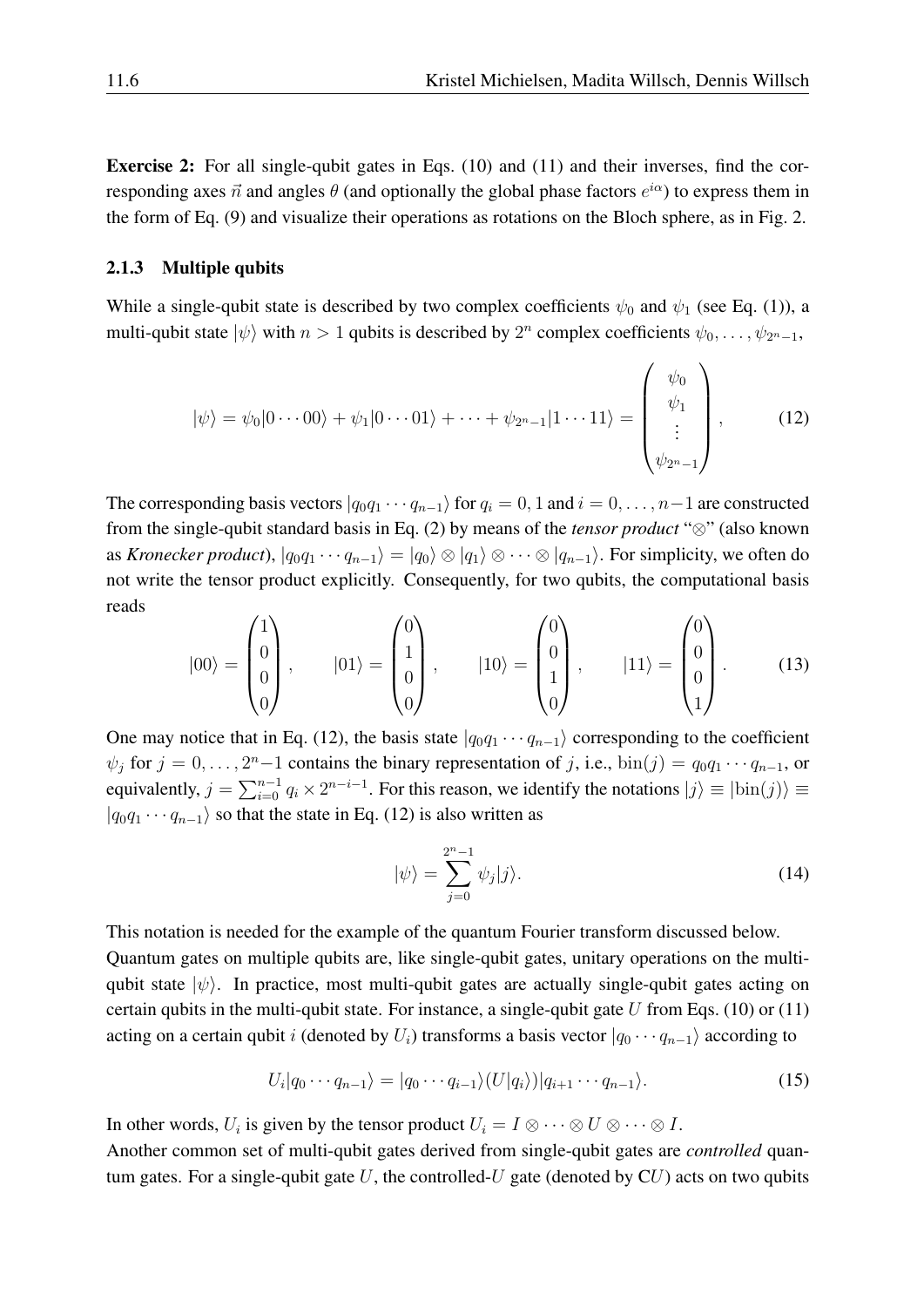**Exercise 2:** For all single-qubit gates in Eqs. (10) and (11) and their inverses, find the corresponding axes $\vec{n}$ and angles $\theta$ (and optionally the global phase factors $e^{i\alpha}$) to express them in the form of Eq. (9) and visualize their operations as rotations on the Bloch sphere, as in Fig. 2.

### 2.1.3 Multiple qubits

While a single-qubit state is described by two complex coefficients $\psi_0$ and $\psi_1$ (see Eq. (1)), a multi-qubit state $|\psi\rangle$ with $n > 1$ qubits is described by $2^n$ complex coefficients $\psi_0, \ldots, \psi_{2^n-1}$,

$$|\psi\rangle = \psi_0|0\cdots 00\rangle + \psi_1|0\cdots 01\rangle + \cdots + \psi_{2^n-1}|1\cdots 11\rangle = \begin{pmatrix} \psi_0 \\ \psi_1 \\ \vdots \\ \psi_{2^n-1} \end{pmatrix}, \tag{12}$$

The corresponding basis vectors $|q_0 q_1 \cdots q_{n-1}\rangle$ for $q_i = 0, 1$ and $i = 0, \ldots, n-1$ are constructed from the single-qubit standard basis in Eq. (2) by means of the *tensor product* "$\otimes$" (also known as *Kronecker product*), $|q_0 q_1 \cdots q_{n-1}\rangle = |q_0\rangle \otimes |q_1\rangle \otimes \cdots \otimes |q_{n-1}\rangle$. For simplicity, we often do not write the tensor product explicitly. Consequently, for two qubits, the computational basis reads

$$|00\rangle = \begin{pmatrix} 1 \\ 0 \\ 0 \\ 0 \end{pmatrix}, \qquad |01\rangle = \begin{pmatrix} 0 \\ 1 \\ 0 \\ 0 \end{pmatrix}, \qquad |10\rangle = \begin{pmatrix} 0 \\ 0 \\ 1 \\ 0 \end{pmatrix}, \qquad |11\rangle = \begin{pmatrix} 0 \\ 0 \\ 0 \\ 1 \end{pmatrix}. \tag{13}$$

One may notice that in Eq. (12), the basis state $|q_0 q_1 \cdots q_{n-1}\rangle$ corresponding to the coefficient $\psi_j$ for $j = 0, \ldots, 2^n-1$ contains the binary representation of $j$, i.e., $\mathrm{bin}(j) = q_0 q_1 \cdots q_{n-1}$, or equivalently, $j = \sum_{i=0}^{n-1} q_i \times 2^{n-i-1}$. For this reason, we identify the notations $|j\rangle \equiv |\mathrm{bin}(j)\rangle \equiv |q_0 q_1 \cdots q_{n-1}\rangle$ so that the state in Eq. (12) is also written as

$$|\psi\rangle = \sum_{j=0}^{2^n-1} \psi_j |j\rangle. \tag{14}$$

This notation is needed for the example of the quantum Fourier transform discussed below.

Quantum gates on multiple qubits are, like single-qubit gates, unitary operations on the multi-qubit state $|\psi\rangle$. In practice, most multi-qubit gates are actually single-qubit gates acting on certain qubits in the multi-qubit state. For instance, a single-qubit gate $U$ from Eqs. (10) or (11) acting on a certain qubit $i$ (denoted by $U_i$) transforms a basis vector $|q_0 \cdots q_{n-1}\rangle$ according to

$$U_i|q_0 \cdots q_{n-1}\rangle = |q_0 \cdots q_{i-1}\rangle (U|q_i\rangle) |q_{i+1} \cdots q_{n-1}\rangle. \tag{15}$$

In other words, $U_i$ is given by the tensor product $U_i = I \otimes \cdots \otimes U \otimes \cdots \otimes I$.

Another common set of multi-qubit gates derived from single-qubit gates are *controlled* quantum gates. For a single-qubit gate $U$, the controlled-$U$ gate (denoted by C$U$) acts on two qubits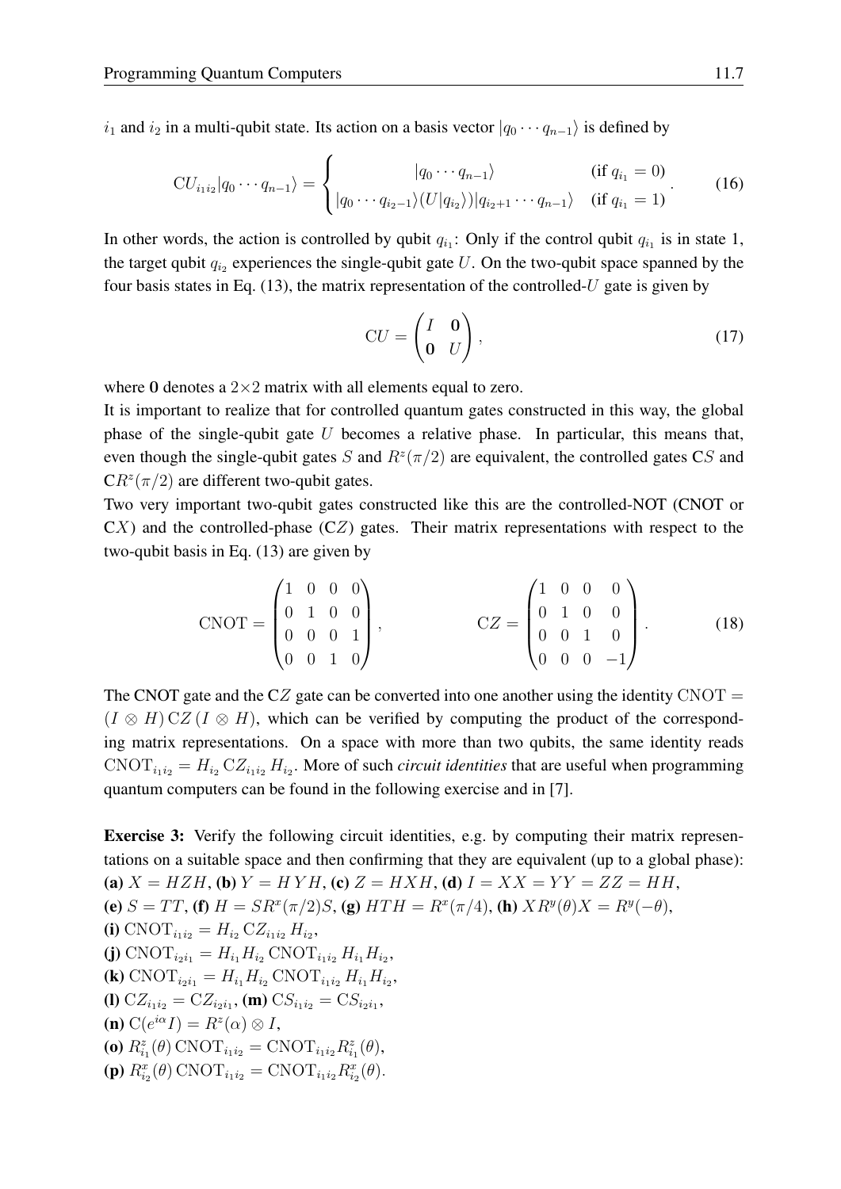$i_1$ and $i_2$ in a multi-qubit state. Its action on a basis vector $|q_0 \cdots q_{n-1}\rangle$ is defined by

$$
\mathrm{C}U_{i_1 i_2}|q_0 \cdots q_{n-1}\rangle = \begin{cases} |q_0 \cdots q_{n-1}\rangle & (\text{if } q_{i_1} = 0) \\ |q_0 \cdots q_{i_2-1}\rangle (U|q_{i_2}\rangle)|q_{i_2+1} \cdots q_{n-1}\rangle & (\text{if } q_{i_1} = 1) \end{cases} . \tag{16}
$$

In other words, the action is controlled by qubit $q_{i_1}$: Only if the control qubit $q_{i_1}$ is in state 1, the target qubit $q_{i_2}$ experiences the single-qubit gate $U$. On the two-qubit space spanned by the four basis states in Eq. (13), the matrix representation of the controlled-$U$ gate is given by

$$
\mathrm{C}U = \begin{pmatrix} I & \mathbf{0} \\ \mathbf{0} & U \end{pmatrix}, \tag{17}
$$

where $\mathbf{0}$ denotes a $2{\times}2$ matrix with all elements equal to zero.

It is important to realize that for controlled quantum gates constructed in this way, the global phase of the single-qubit gate $U$ becomes a relative phase. In particular, this means that, even though the single-qubit gates $S$ and $R^z(\pi/2)$ are equivalent, the controlled gates $\mathrm{C}S$ and $\mathrm{C}R^z(\pi/2)$ are different two-qubit gates.

Two very important two-qubit gates constructed like this are the controlled-NOT (CNOT or $\mathrm{C}X$) and the controlled-phase ($\mathrm{C}Z$) gates. Their matrix representations with respect to the two-qubit basis in Eq. (13) are given by

$$
\mathrm{CNOT} = \begin{pmatrix} 1 & 0 & 0 & 0 \\ 0 & 1 & 0 & 0 \\ 0 & 0 & 0 & 1 \\ 0 & 0 & 1 & 0 \end{pmatrix}, \qquad \mathrm{C}Z = \begin{pmatrix} 1 & 0 & 0 & 0 \\ 0 & 1 & 0 & 0 \\ 0 & 0 & 1 & 0 \\ 0 & 0 & 0 & -1 \end{pmatrix}. \tag{18}
$$

The CNOT gate and the $\mathrm{C}Z$ gate can be converted into one another using the identity $\mathrm{CNOT} = (I \otimes H)\,\mathrm{C}Z\,(I \otimes H)$, which can be verified by computing the product of the corresponding matrix representations. On a space with more than two qubits, the same identity reads $\mathrm{CNOT}_{i_1 i_2} = H_{i_2}\,\mathrm{C}Z_{i_1 i_2}\,H_{i_2}$. More of such *circuit identities* that are useful when programming quantum computers can be found in the following exercise and in [7].

**Exercise 3:** Verify the following circuit identities, e.g. by computing their matrix representations on a suitable space and then confirming that they are equivalent (up to a global phase):
**(a)** $X = HZH$, **(b)** $Y = HYH$, **(c)** $Z = HXH$, **(d)** $I = XX = YY = ZZ = HH$,
**(e)** $S = TT$, **(f)** $H = SR^x(\pi/2)S$, **(g)** $HTH = R^x(\pi/4)$, **(h)** $XR^y(\theta)X = R^y(-\theta)$,
**(i)** $\mathrm{CNOT}_{i_1 i_2} = H_{i_2}\,\mathrm{C}Z_{i_1 i_2}\,H_{i_2}$,
**(j)** $\mathrm{CNOT}_{i_2 i_1} = H_{i_1} H_{i_2}\,\mathrm{CNOT}_{i_1 i_2}\,H_{i_1} H_{i_2}$,
**(k)** $\mathrm{CNOT}_{i_2 i_1} = H_{i_1} H_{i_2}\,\mathrm{CNOT}_{i_1 i_2}\,H_{i_1} H_{i_2}$,
**(l)** $\mathrm{C}Z_{i_1 i_2} = \mathrm{C}Z_{i_2 i_1}$, **(m)** $\mathrm{C}S_{i_1 i_2} = \mathrm{C}S_{i_2 i_1}$,
**(n)** $\mathrm{C}(e^{i\alpha} I) = R^z(\alpha) \otimes I$,
**(o)** $R^z_{i_1}(\theta)\,\mathrm{CNOT}_{i_1 i_2} = \mathrm{CNOT}_{i_1 i_2} R^z_{i_1}(\theta)$,
**(p)** $R^x_{i_2}(\theta)\,\mathrm{CNOT}_{i_1 i_2} = \mathrm{CNOT}_{i_1 i_2} R^x_{i_2}(\theta)$.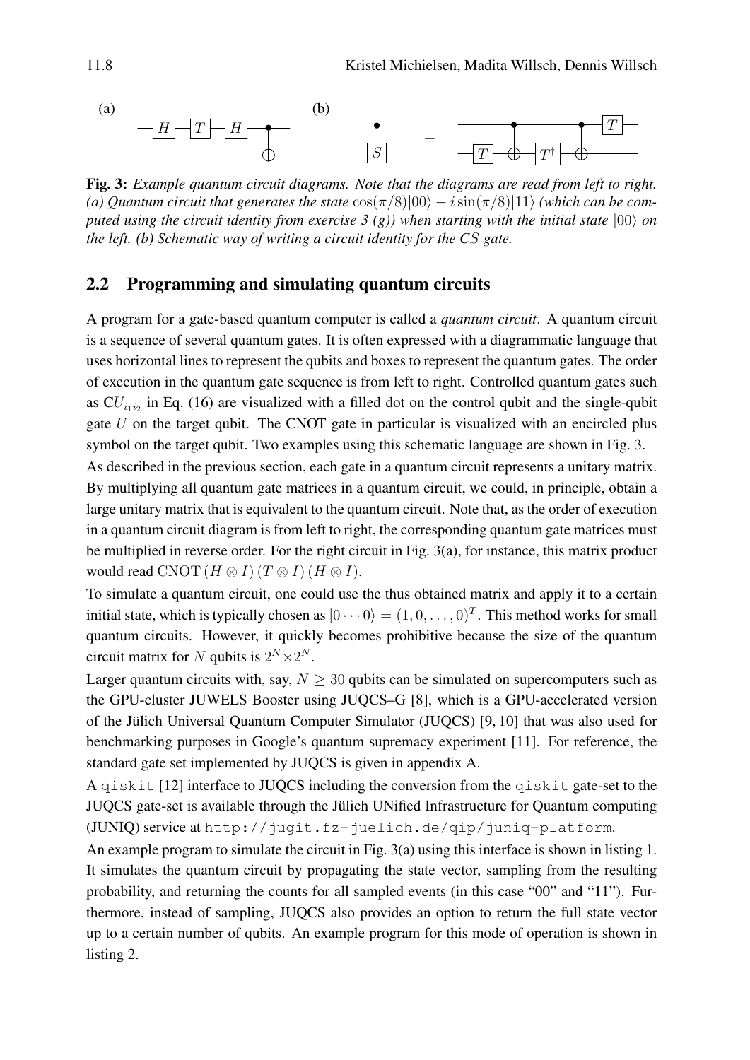Fig. 3: *Example quantum circuit diagrams. Note that the diagrams are read from left to right. (a) Quantum circuit that generates the state* $\cos(\pi/8)|00\rangle - i\sin(\pi/8)|11\rangle$ *(which can be computed using the circuit identity from exercise 3 (g)) when starting with the initial state* $|00\rangle$ *on the left. (b) Schematic way of writing a circuit identity for the* $CS$ *gate.*

## 2.2 Programming and simulating quantum circuits

A program for a gate-based quantum computer is called a *quantum circuit*. A quantum circuit is a sequence of several quantum gates. It is often expressed with a diagrammatic language that uses horizontal lines to represent the qubits and boxes to represent the quantum gates. The order of execution in the quantum gate sequence is from left to right. Controlled quantum gates such as $CU_{i_1 i_2}$ in Eq. (16) are visualized with a filled dot on the control qubit and the single-qubit gate $U$ on the target qubit. The CNOT gate in particular is visualized with an encircled plus symbol on the target qubit. Two examples using this schematic language are shown in Fig. 3.

As described in the previous section, each gate in a quantum circuit represents a unitary matrix. By multiplying all quantum gate matrices in a quantum circuit, we could, in principle, obtain a large unitary matrix that is equivalent to the quantum circuit. Note that, as the order of execution in a quantum circuit diagram is from left to right, the corresponding quantum gate matrices must be multiplied in reverse order. For the right circuit in Fig. 3(a), for instance, this matrix product would read $\mathrm{CNOT}\,(H \otimes I)\,(T \otimes I)\,(H \otimes I)$.

To simulate a quantum circuit, one could use the thus obtained matrix and apply it to a certain initial state, which is typically chosen as $|0\cdots 0\rangle = (1, 0, \ldots, 0)^T$. This method works for small quantum circuits. However, it quickly becomes prohibitive because the size of the quantum circuit matrix for $N$ qubits is $2^N \times 2^N$.

Larger quantum circuits with, say, $N \geq 30$ qubits can be simulated on supercomputers such as the GPU-cluster JUWELS Booster using JUQCS–G [8], which is a GPU-accelerated version of the Jülich Universal Quantum Computer Simulator (JUQCS) [9, 10] that was also used for benchmarking purposes in Google's quantum supremacy experiment [11]. For reference, the standard gate set implemented by JUQCS is given in appendix A.

A `qiskit` [12] interface to JUQCS including the conversion from the `qiskit` gate-set to the JUQCS gate-set is available through the Jülich UNified Infrastructure for Quantum computing (JUNIQ) service at `http://jugit.fz-juelich.de/qip/juniq-platform`.

An example program to simulate the circuit in Fig. 3(a) using this interface is shown in listing 1. It simulates the quantum circuit by propagating the state vector, sampling from the resulting probability, and returning the counts for all sampled events (in this case "00" and "11"). Furthermore, instead of sampling, JUQCS also provides an option to return the full state vector up to a certain number of qubits. An example program for this mode of operation is shown in listing 2.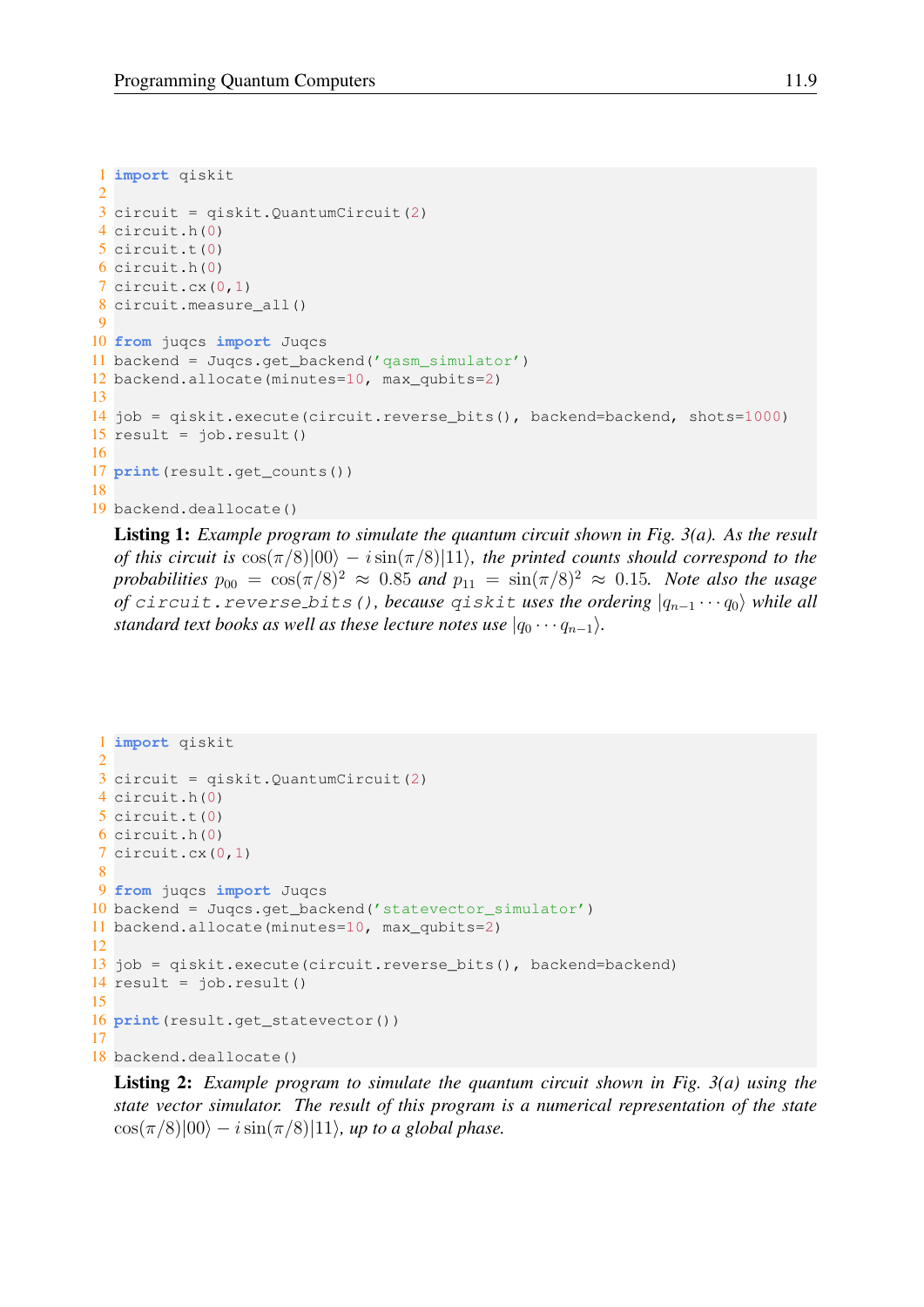```python
import qiskit

circuit = qiskit.QuantumCircuit(2)
circuit.h(0)
circuit.t(0)
circuit.h(0)
circuit.cx(0,1)
circuit.measure_all()

from juqcs import Juqcs
backend = Juqcs.get_backend('qasm_simulator')
backend.allocate(minutes=10, max_qubits=2)

job = qiskit.execute(circuit.reverse_bits(), backend=backend, shots=1000)
result = job.result()

print(result.get_counts())

backend.deallocate()
```

**Listing 1:** *Example program to simulate the quantum circuit shown in Fig. 3(a). As the result of this circuit is* $\cos(\pi/8)|00\rangle - i\sin(\pi/8)|11\rangle$*, the printed counts should correspond to the probabilities* $p_{00} = \cos(\pi/8)^2 \approx 0.85$ *and* $p_{11} = \sin(\pi/8)^2 \approx 0.15$*. Note also the usage of* `circuit.reverse_bits()`*, because* `qiskit` *uses the ordering* $|q_{n-1}\cdots q_0\rangle$ *while all standard text books as well as these lecture notes use* $|q_0 \cdots q_{n-1}\rangle$*.*

```python
import qiskit

circuit = qiskit.QuantumCircuit(2)
circuit.h(0)
circuit.t(0)
circuit.h(0)
circuit.cx(0,1)

from juqcs import Juqcs
backend = Juqcs.get_backend('statevector_simulator')
backend.allocate(minutes=10, max_qubits=2)

job = qiskit.execute(circuit.reverse_bits(), backend=backend)
result = job.result()

print(result.get_statevector())

backend.deallocate()
```

**Listing 2:** *Example program to simulate the quantum circuit shown in Fig. 3(a) using the state vector simulator. The result of this program is a numerical representation of the state* $\cos(\pi/8)|00\rangle - i\sin(\pi/8)|11\rangle$*, up to a global phase.*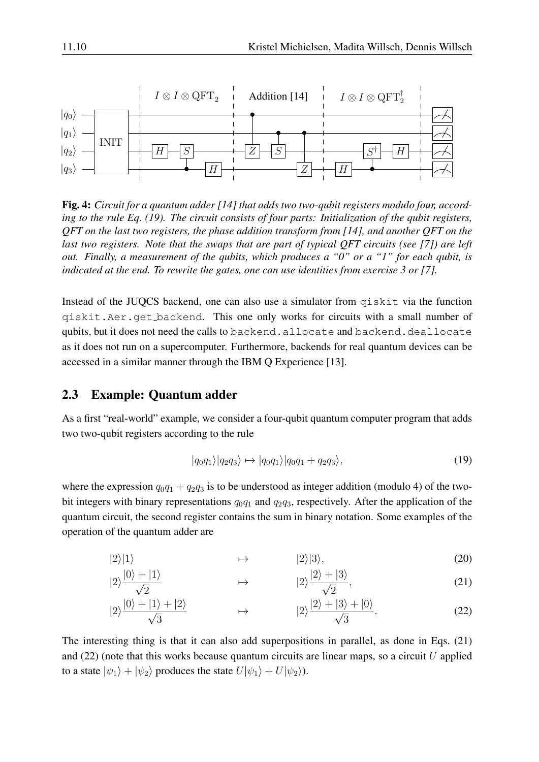**Fig. 4:** *Circuit for a quantum adder [14] that adds two two-qubit registers modulo four, according to the rule Eq. (19). The circuit consists of four parts: Initialization of the qubit registers, QFT on the last two registers, the phase addition transform from [14], and another QFT on the last two registers. Note that the swaps that are part of typical QFT circuits (see [7]) are left out. Finally, a measurement of the qubits, which produces a "0" or a "1" for each qubit, is indicated at the end. To rewrite the gates, one can use identities from exercise 3 or [7].*

Instead of the JUQCS backend, one can also use a simulator from `qiskit` via the function `qiskit.Aer.get_backend`. This one only works for circuits with a small number of qubits, but it does not need the calls to `backend.allocate` and `backend.deallocate` as it does not run on a supercomputer. Furthermore, backends for real quantum devices can be accessed in a similar manner through the IBM Q Experience [13].

## 2.3 Example: Quantum adder

As a first "real-world" example, we consider a four-qubit quantum computer program that adds two two-qubit registers according to the rule

$$|q_0q_1\rangle|q_2q_3\rangle \mapsto |q_0q_1\rangle|q_0q_1 + q_2q_3\rangle, \tag{19}$$

where the expression $q_0q_1 + q_2q_3$ is to be understood as integer addition (modulo 4) of the two-bit integers with binary representations $q_0q_1$ and $q_2q_3$, respectively. After the application of the quantum circuit, the second register contains the sum in binary notation. Some examples of the operation of the quantum adder are

$$|2\rangle|1\rangle \quad \mapsto \quad |2\rangle|3\rangle, \tag{20}$$

$$|2\rangle\frac{|0\rangle + |1\rangle}{\sqrt{2}} \quad \mapsto \quad |2\rangle\frac{|2\rangle + |3\rangle}{\sqrt{2}}, \tag{21}$$

$$|2\rangle\frac{|0\rangle + |1\rangle + |2\rangle}{\sqrt{3}} \quad \mapsto \quad |2\rangle\frac{|2\rangle + |3\rangle + |0\rangle}{\sqrt{3}}. \tag{22}$$

The interesting thing is that it can also add superpositions in parallel, as done in Eqs. (21) and (22) (note that this works because quantum circuits are linear maps, so a circuit $U$ applied to a state $|\psi_1\rangle + |\psi_2\rangle$ produces the state $U|\psi_1\rangle + U|\psi_2\rangle$).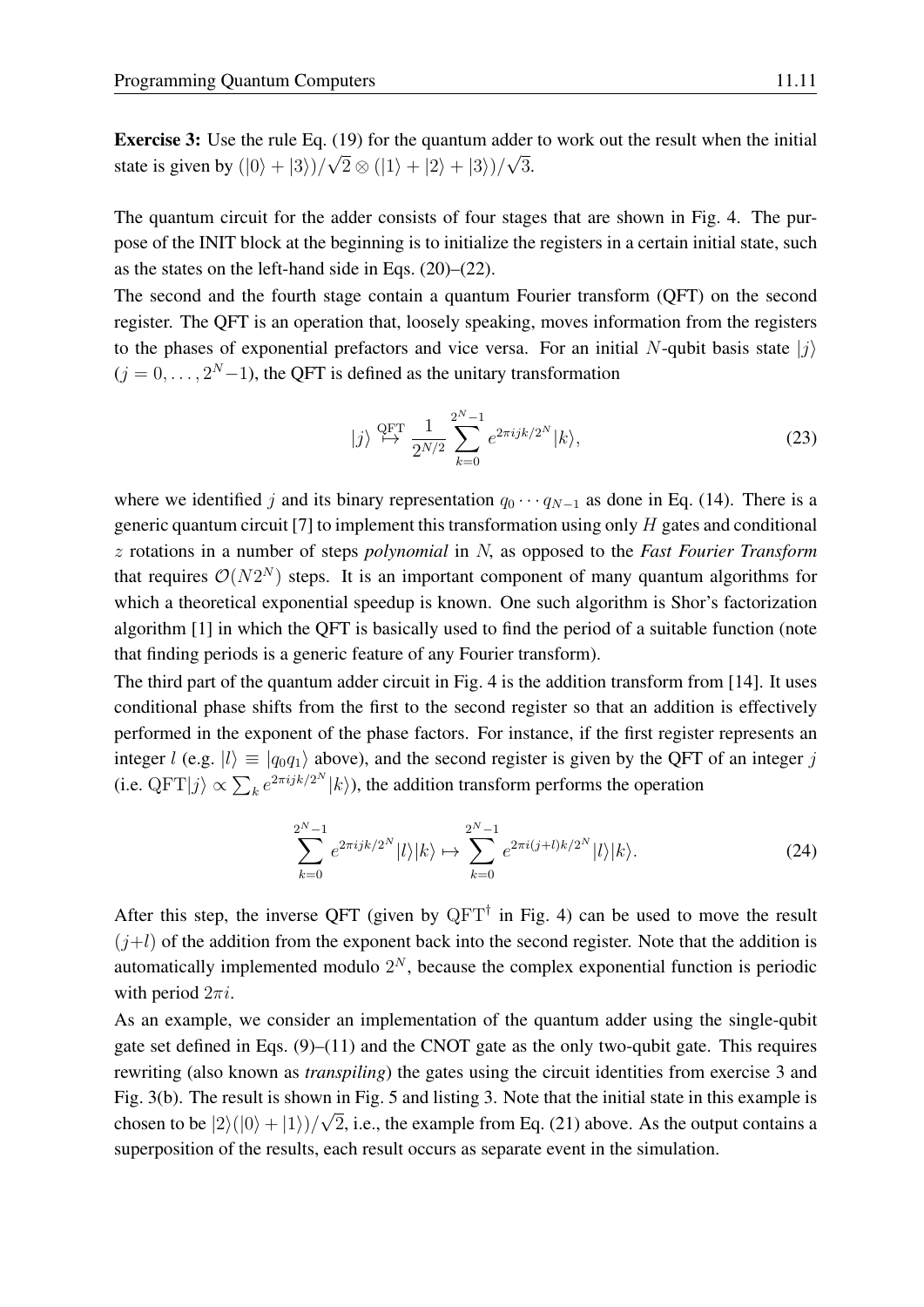**Exercise 3:** Use the rule Eq. (19) for the quantum adder to work out the result when the initial state is given by $(|0\rangle + |3\rangle)/\sqrt{2} \otimes (|1\rangle + |2\rangle + |3\rangle)/\sqrt{3}$.

The quantum circuit for the adder consists of four stages that are shown in Fig. 4. The purpose of the INIT block at the beginning is to initialize the registers in a certain initial state, such as the states on the left-hand side in Eqs. (20)–(22).

The second and the fourth stage contain a quantum Fourier transform (QFT) on the second register. The QFT is an operation that, loosely speaking, moves information from the registers to the phases of exponential prefactors and vice versa. For an initial $N$-qubit basis state $|j\rangle$ ($j = 0, \ldots, 2^N-1$), the QFT is defined as the unitary transformation

$$|j\rangle \overset{\text{QFT}}{\mapsto} \frac{1}{2^{N/2}} \sum_{k=0}^{2^N-1} e^{2\pi i jk/2^N} |k\rangle, \tag{23}$$

where we identified $j$ and its binary representation $q_0 \cdots q_{N-1}$ as done in Eq. (14). There is a generic quantum circuit [7] to implement this transformation using only $H$ gates and conditional $z$ rotations in a number of steps *polynomial* in $N$, as opposed to the *Fast Fourier Transform* that requires $\mathcal{O}(N2^N)$ steps. It is an important component of many quantum algorithms for which a theoretical exponential speedup is known. One such algorithm is Shor's factorization algorithm [1] in which the QFT is basically used to find the period of a suitable function (note that finding periods is a generic feature of any Fourier transform).

The third part of the quantum adder circuit in Fig. 4 is the addition transform from [14]. It uses conditional phase shifts from the first to the second register so that an addition is effectively performed in the exponent of the phase factors. For instance, if the first register represents an integer $l$ (e.g. $|l\rangle \equiv |q_0 q_1\rangle$ above), and the second register is given by the QFT of an integer $j$ (i.e. $\text{QFT}|j\rangle \propto \sum_k e^{2\pi i jk/2^N}|k\rangle$), the addition transform performs the operation

$$\sum_{k=0}^{2^N-1} e^{2\pi i jk/2^N} |l\rangle|k\rangle \mapsto \sum_{k=0}^{2^N-1} e^{2\pi i (j+l)k/2^N} |l\rangle|k\rangle. \tag{24}$$

After this step, the inverse QFT (given by $\text{QFT}^\dagger$ in Fig. 4) can be used to move the result $(j+l)$ of the addition from the exponent back into the second register. Note that the addition is automatically implemented modulo $2^N$, because the complex exponential function is periodic with period $2\pi i$.

As an example, we consider an implementation of the quantum adder using the single-qubit gate set defined in Eqs. (9)–(11) and the CNOT gate as the only two-qubit gate. This requires rewriting (also known as *transpiling*) the gates using the circuit identities from exercise 3 and Fig. 3(b). The result is shown in Fig. 5 and listing 3. Note that the initial state in this example is chosen to be $|2\rangle(|0\rangle + |1\rangle)/\sqrt{2}$, i.e., the example from Eq. (21) above. As the output contains a superposition of the results, each result occurs as separate event in the simulation.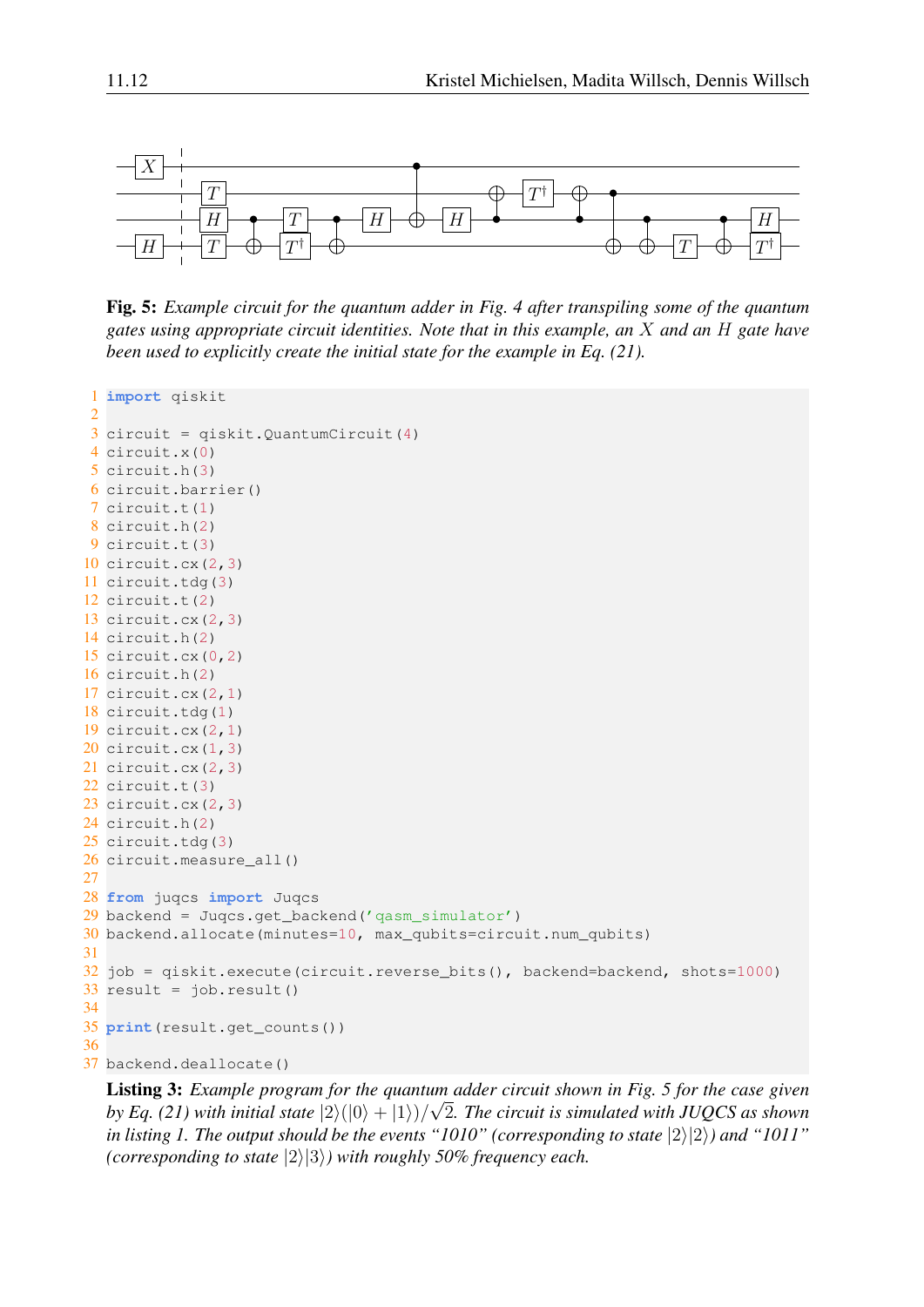**Fig. 5:** *Example circuit for the quantum adder in Fig. 4 after transpiling some of the quantum gates using appropriate circuit identities. Note that in this example, an $X$ and an $H$ gate have been used to explicitly create the initial state for the example in Eq. (21).*

```python
import qiskit

circuit = qiskit.QuantumCircuit(4)
circuit.x(0)
circuit.h(3)
circuit.barrier()
circuit.t(1)
circuit.h(2)
circuit.t(3)
circuit.cx(2,3)
circuit.tdg(3)
circuit.t(2)
circuit.cx(2,3)
circuit.h(2)
circuit.cx(0,2)
circuit.h(2)
circuit.cx(2,1)
circuit.tdg(1)
circuit.cx(2,1)
circuit.cx(1,3)
circuit.cx(2,3)
circuit.t(3)
circuit.cx(2,3)
circuit.h(2)
circuit.tdg(3)
circuit.measure_all()

from juqcs import Juqcs
backend = Juqcs.get_backend('qasm_simulator')
backend.allocate(minutes=10, max_qubits=circuit.num_qubits)

job = qiskit.execute(circuit.reverse_bits(), backend=backend, shots=1000)
result = job.result()

print(result.get_counts())

backend.deallocate()
```

**Listing 3:** *Example program for the quantum adder circuit shown in Fig. 5 for the case given by Eq. (21) with initial state $|2\rangle(|0\rangle + |1\rangle)/\sqrt{2}$. The circuit is simulated with JUQCS as shown in listing 1. The output should be the events "1010" (corresponding to state $|2\rangle|2\rangle$) and "1011" (corresponding to state $|2\rangle|3\rangle$) with roughly 50% frequency each.*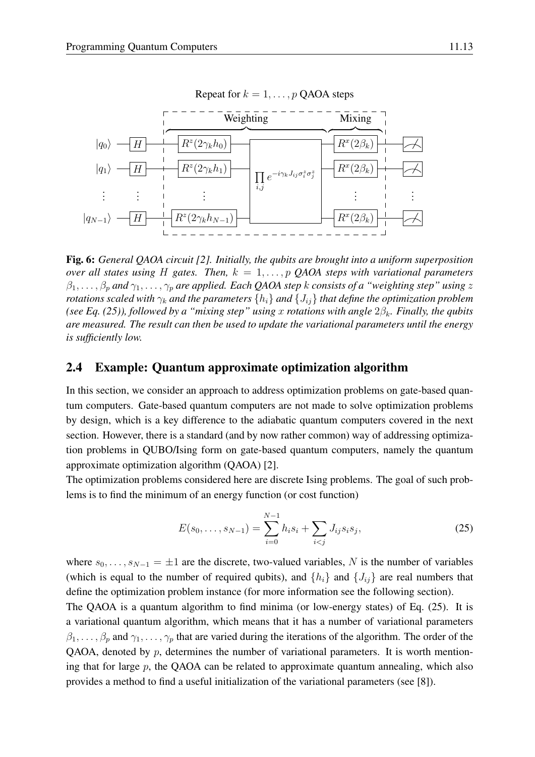Fig. 6: *General QAOA circuit [2]. Initially, the qubits are brought into a uniform superposition over all states using $H$ gates. Then, $k = 1, \ldots, p$ QAOA steps with variational parameters $\beta_1, \ldots, \beta_p$ and $\gamma_1, \ldots, \gamma_p$ are applied. Each QAOA step $k$ consists of a "weighting step" using $z$ rotations scaled with $\gamma_k$ and the parameters $\{h_i\}$ and $\{J_{ij}\}$ that define the optimization problem (see Eq. (25)), followed by a "mixing step" using $x$ rotations with angle $2\beta_k$. Finally, the qubits are measured. The result can then be used to update the variational parameters until the energy is sufficiently low.*

## 2.4 Example: Quantum approximate optimization algorithm

In this section, we consider an approach to address optimization problems on gate-based quantum computers. Gate-based quantum computers are not made to solve optimization problems by design, which is a key difference to the adiabatic quantum computers covered in the next section. However, there is a standard (and by now rather common) way of addressing optimization problems in QUBO/Ising form on gate-based quantum computers, namely the quantum approximate optimization algorithm (QAOA) [2].

The optimization problems considered here are discrete Ising problems. The goal of such problems is to find the minimum of an energy function (or cost function)

$$E(s_0, \ldots, s_{N-1}) = \sum_{i=0}^{N-1} h_i s_i + \sum_{i<j} J_{ij} s_i s_j, \tag{25}$$

where $s_0, \ldots, s_{N-1} = \pm 1$ are the discrete, two-valued variables, $N$ is the number of variables (which is equal to the number of required qubits), and $\{h_i\}$ and $\{J_{ij}\}$ are real numbers that define the optimization problem instance (for more information see the following section).

The QAOA is a quantum algorithm to find minima (or low-energy states) of Eq. (25). It is a variational quantum algorithm, which means that it has a number of variational parameters $\beta_1, \ldots, \beta_p$ and $\gamma_1, \ldots, \gamma_p$ that are varied during the iterations of the algorithm. The order of the QAOA, denoted by $p$, determines the number of variational parameters. It is worth mentioning that for large $p$, the QAOA can be related to approximate quantum annealing, which also provides a method to find a useful initialization of the variational parameters (see [8]).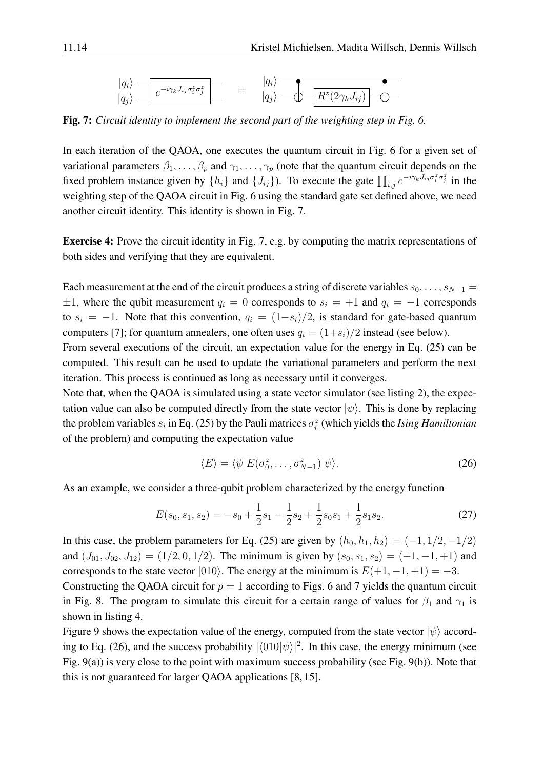Fig. 7: *Circuit identity to implement the second part of the weighting step in Fig. 6.*

In each iteration of the QAOA, one executes the quantum circuit in Fig. 6 for a given set of variational parameters $\beta_1, \ldots, \beta_p$ and $\gamma_1, \ldots, \gamma_p$ (note that the quantum circuit depends on the fixed problem instance given by $\{h_i\}$ and $\{J_{ij}\}$). To execute the gate $\prod_{i,j} e^{-i\gamma_k J_{ij}\sigma_i^z\sigma_j^z}$ in the weighting step of the QAOA circuit in Fig. 6 using the standard gate set defined above, we need another circuit identity. This identity is shown in Fig. 7.

**Exercise 4:** Prove the circuit identity in Fig. 7, e.g. by computing the matrix representations of both sides and verifying that they are equivalent.

Each measurement at the end of the circuit produces a string of discrete variables $s_0, \ldots, s_{N-1} = \pm 1$, where the qubit measurement $q_i = 0$ corresponds to $s_i = +1$ and $q_i = -1$ corresponds to $s_i = -1$. Note that this convention, $q_i = (1-s_i)/2$, is standard for gate-based quantum computers [7]; for quantum annealers, one often uses $q_i = (1+s_i)/2$ instead (see below).
From several executions of the circuit, an expectation value for the energy in Eq. (25) can be computed. This result can be used to update the variational parameters and perform the next iteration. This process is continued as long as necessary until it converges.
Note that, when the QAOA is simulated using a state vector simulator (see listing 2), the expectation value can also be computed directly from the state vector $|\psi\rangle$. This is done by replacing the problem variables $s_i$ in Eq. (25) by the Pauli matrices $\sigma_i^z$ (which yields the *Ising Hamiltonian* of the problem) and computing the expectation value

$$\langle E\rangle = \langle\psi|E(\sigma_0^z, \ldots, \sigma_{N-1}^z)|\psi\rangle. \tag{26}$$

As an example, we consider a three-qubit problem characterized by the energy function

$$E(s_0, s_1, s_2) = -s_0 + \frac{1}{2}s_1 - \frac{1}{2}s_2 + \frac{1}{2}s_0 s_1 + \frac{1}{2}s_1 s_2. \tag{27}$$

In this case, the problem parameters for Eq. (25) are given by $(h_0, h_1, h_2) = (-1, 1/2, -1/2)$ and $(J_{01}, J_{02}, J_{12}) = (1/2, 0, 1/2)$. The minimum is given by $(s_0, s_1, s_2) = (+1, -1, +1)$ and corresponds to the state vector $|010\rangle$. The energy at the minimum is $E(+1, -1, +1) = -3$.
Constructing the QAOA circuit for $p = 1$ according to Figs. 6 and 7 yields the quantum circuit in Fig. 8. The program to simulate this circuit for a certain range of values for $\beta_1$ and $\gamma_1$ is shown in listing 4.
Figure 9 shows the expectation value of the energy, computed from the state vector $|\psi\rangle$ according to Eq. (26), and the success probability $|\langle 010|\psi\rangle|^2$. In this case, the energy minimum (see Fig. 9(a)) is very close to the point with maximum success probability (see Fig. 9(b)). Note that this is not guaranteed for larger QAOA applications [8, 15].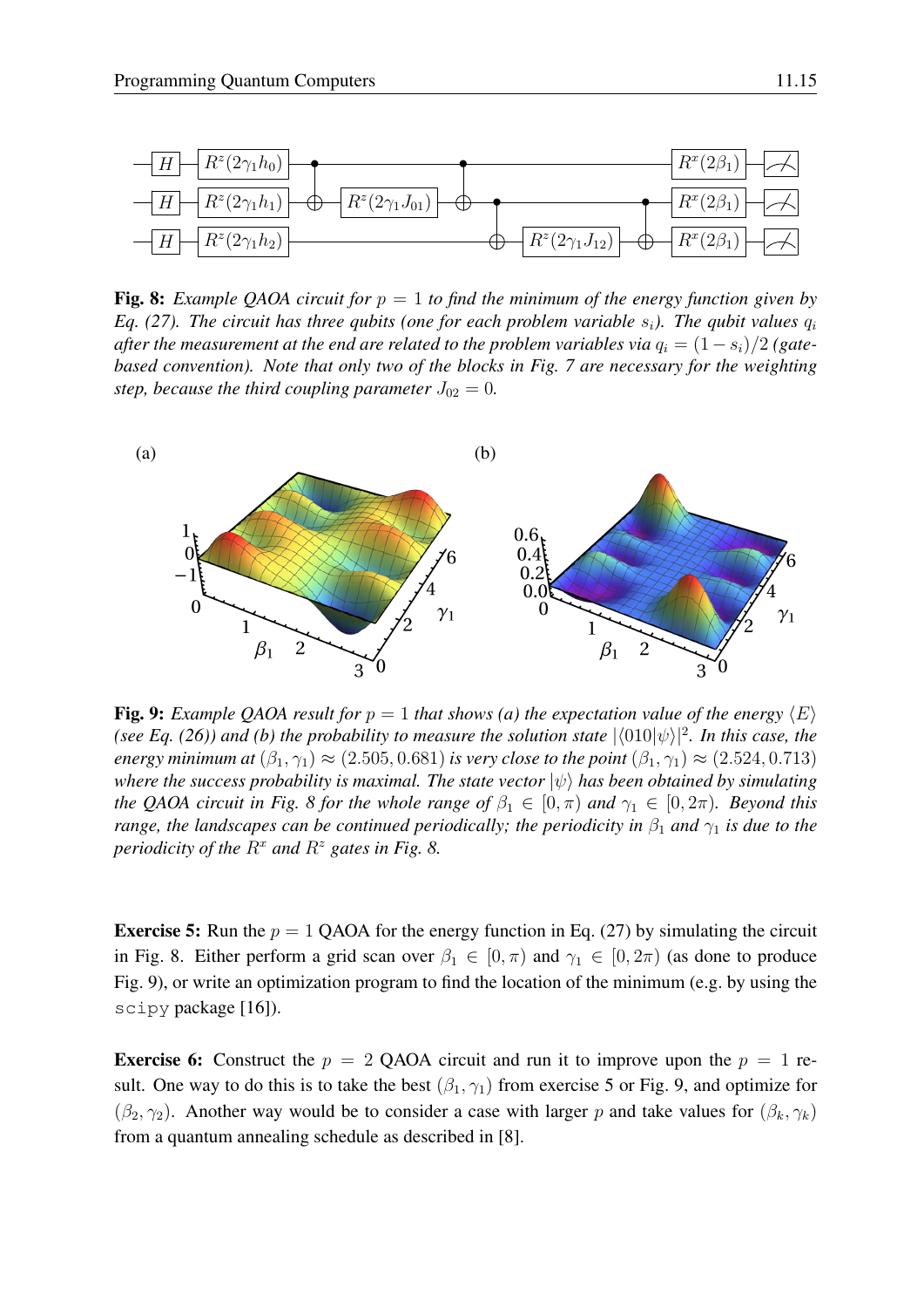**Fig. 8:** *Example QAOA circuit for $p = 1$ to find the minimum of the energy function given by Eq. (27). The circuit has three qubits (one for each problem variable $s_i$). The qubit values $q_i$ after the measurement at the end are related to the problem variables via $q_i = (1 - s_i)/2$ (gate-based convention). Note that only two of the blocks in Fig. 7 are necessary for the weighting step, because the third coupling parameter $J_{02} = 0$.*

**Fig. 9:** *Example QAOA result for $p = 1$ that shows (a) the expectation value of the energy $\langle E \rangle$ (see Eq. (26)) and (b) the probability to measure the solution state $|\langle 010|\psi\rangle|^2$. In this case, the energy minimum at $(\beta_1, \gamma_1) \approx (2.505, 0.681)$ is very close to the point $(\beta_1, \gamma_1) \approx (2.524, 0.713)$ where the success probability is maximal. The state vector $|\psi\rangle$ has been obtained by simulating the QAOA circuit in Fig. 8 for the whole range of $\beta_1 \in [0, \pi)$ and $\gamma_1 \in [0, 2\pi)$. Beyond this range, the landscapes can be continued periodically; the periodicity in $\beta_1$ and $\gamma_1$ is due to the periodicity of the $R^x$ and $R^z$ gates in Fig. 8.*

**Exercise 5:** Run the $p = 1$ QAOA for the energy function in Eq. (27) by simulating the circuit in Fig. 8. Either perform a grid scan over $\beta_1 \in [0, \pi)$ and $\gamma_1 \in [0, 2\pi)$ (as done to produce Fig. 9), or write an optimization program to find the location of the minimum (e.g. by using the `scipy` package [16]).

**Exercise 6:** Construct the $p = 2$ QAOA circuit and run it to improve upon the $p = 1$ result. One way to do this is to take the best $(\beta_1, \gamma_1)$ from exercise 5 or Fig. 9, and optimize for $(\beta_2, \gamma_2)$. Another way would be to consider a case with larger $p$ and take values for $(\beta_k, \gamma_k)$ from a quantum annealing schedule as described in [8].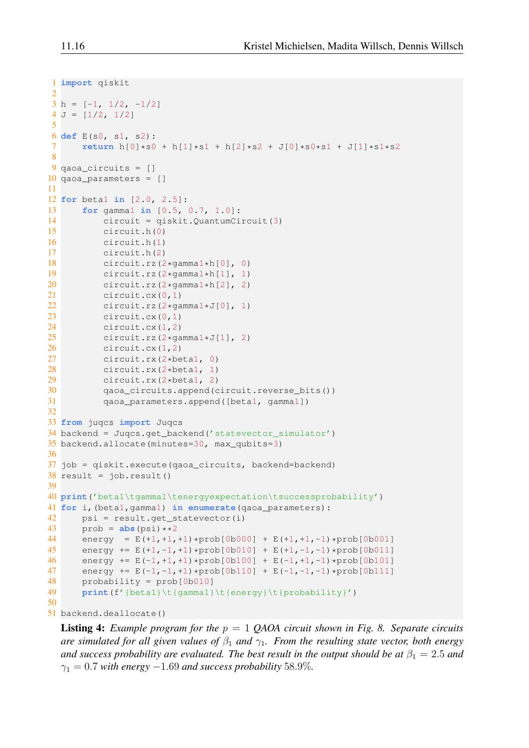```python
import qiskit

h = [-1, 1/2, -1/2]
J = [1/2, 1/2]

def E(s0, s1, s2):
    return h[0]*s0 + h[1]*s1 + h[2]*s2 + J[0]*s0*s1 + J[1]*s1*s2

qaoa_circuits = []
qaoa_parameters = []

for beta1 in [2.0, 2.5]:
    for gamma1 in [0.5, 0.7, 1.0]:
        circuit = qiskit.QuantumCircuit(3)
        circuit.h(0)
        circuit.h(1)
        circuit.h(2)
        circuit.rz(2*gamma1*h[0], 0)
        circuit.rz(2*gamma1*h[1], 1)
        circuit.rz(2*gamma1*h[2], 2)
        circuit.cx(0,1)
        circuit.rz(2*gamma1*J[0], 1)
        circuit.cx(0,1)
        circuit.cx(1,2)
        circuit.rz(2*gamma1*J[1], 2)
        circuit.cx(1,2)
        circuit.rx(2*beta1, 0)
        circuit.rx(2*beta1, 1)
        circuit.rx(2*beta1, 2)
        qaoa_circuits.append(circuit.reverse_bits())
        qaoa_parameters.append([beta1, gamma1])

from juqcs import Juqcs
backend = Juqcs.get_backend('statevector_simulator')
backend.allocate(minutes=30, max_qubits=3)

job = qiskit.execute(qaoa_circuits, backend=backend)
result = job.result()

print('beta1\tgamma1\tenergyexpectation\tsuccessprobability')
for i,(beta1,gamma1) in enumerate(qaoa_parameters):
    psi = result.get_statevector(i)
    prob = abs(psi)**2
    energy  = E(+1,+1,+1)*prob[0b000] + E(+1,+1,-1)*prob[0b001]
    energy += E(+1,-1,+1)*prob[0b010] + E(+1,-1,-1)*prob[0b011]
    energy += E(-1,+1,+1)*prob[0b100] + E(-1,+1,-1)*prob[0b101]
    energy += E(-1,-1,+1)*prob[0b110] + E(-1,-1,-1)*prob[0b111]
    probability = prob[0b010]
    print(f'{beta1}\t{gamma1}\t{energy}\t{probability}')

backend.deallocate()
```

**Listing 4:** *Example program for the $p = 1$ QAOA circuit shown in Fig. 8. Separate circuits are simulated for all given values of $\beta_1$ and $\gamma_1$. From the resulting state vector, both energy and success probability are evaluated. The best result in the output should be at $\beta_1 = 2.5$ and $\gamma_1 = 0.7$ with energy $-1.69$ and success probability 58.9%.*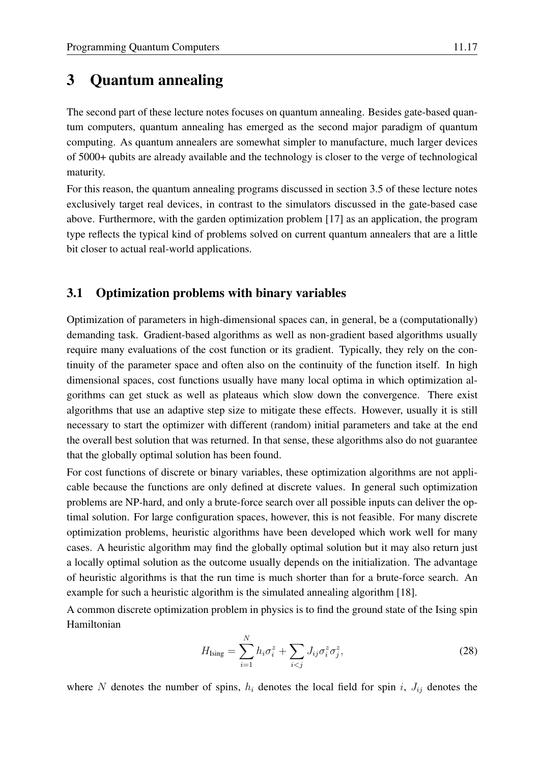# 3 Quantum annealing

The second part of these lecture notes focuses on quantum annealing. Besides gate-based quantum computers, quantum annealing has emerged as the second major paradigm of quantum computing. As quantum annealers are somewhat simpler to manufacture, much larger devices of 5000+ qubits are already available and the technology is closer to the verge of technological maturity.

For this reason, the quantum annealing programs discussed in section 3.5 of these lecture notes exclusively target real devices, in contrast to the simulators discussed in the gate-based case above. Furthermore, with the garden optimization problem [17] as an application, the program type reflects the typical kind of problems solved on current quantum annealers that are a little bit closer to actual real-world applications.

## 3.1 Optimization problems with binary variables

Optimization of parameters in high-dimensional spaces can, in general, be a (computationally) demanding task. Gradient-based algorithms as well as non-gradient based algorithms usually require many evaluations of the cost function or its gradient. Typically, they rely on the continuity of the parameter space and often also on the continuity of the function itself. In high dimensional spaces, cost functions usually have many local optima in which optimization algorithms can get stuck as well as plateaus which slow down the convergence. There exist algorithms that use an adaptive step size to mitigate these effects. However, usually it is still necessary to start the optimizer with different (random) initial parameters and take at the end the overall best solution that was returned. In that sense, these algorithms also do not guarantee that the globally optimal solution has been found.

For cost functions of discrete or binary variables, these optimization algorithms are not applicable because the functions are only defined at discrete values. In general such optimization problems are NP-hard, and only a brute-force search over all possible inputs can deliver the optimal solution. For large configuration spaces, however, this is not feasible. For many discrete optimization problems, heuristic algorithms have been developed which work well for many cases. A heuristic algorithm may find the globally optimal solution but it may also return just a locally optimal solution as the outcome usually depends on the initialization. The advantage of heuristic algorithms is that the run time is much shorter than for a brute-force search. An example for such a heuristic algorithm is the simulated annealing algorithm [18].

A common discrete optimization problem in physics is to find the ground state of the Ising spin Hamiltonian

$$H_{\text{Ising}} = \sum_{i=1}^{N} h_i \sigma_i^z + \sum_{i<j} J_{ij} \sigma_i^z \sigma_j^z, \tag{28}$$

where $N$ denotes the number of spins, $h_i$ denotes the local field for spin $i$, $J_{ij}$ denotes the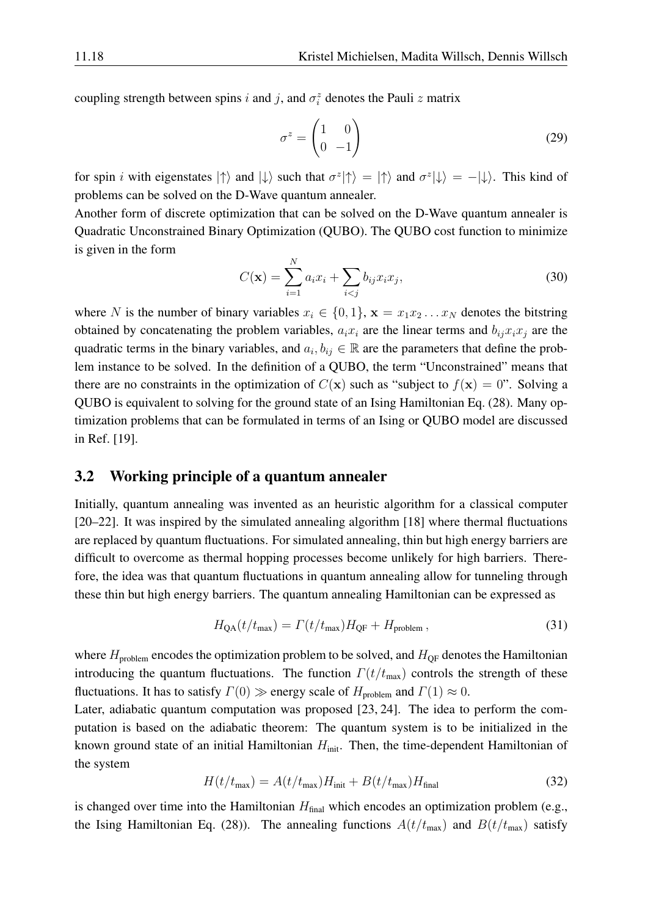coupling strength between spins $i$ and $j$, and $\sigma_i^z$ denotes the Pauli $z$ matrix

$$\sigma^z = \begin{pmatrix} 1 & 0 \\ 0 & -1 \end{pmatrix} \tag{29}$$

for spin $i$ with eigenstates $|\uparrow\rangle$ and $|\downarrow\rangle$ such that $\sigma^z|\uparrow\rangle = |\uparrow\rangle$ and $\sigma^z|\downarrow\rangle = -|\downarrow\rangle$. This kind of problems can be solved on the D-Wave quantum annealer.

Another form of discrete optimization that can be solved on the D-Wave quantum annealer is Quadratic Unconstrained Binary Optimization (QUBO). The QUBO cost function to minimize is given in the form

$$C(\mathbf{x}) = \sum_{i=1}^{N} a_i x_i + \sum_{i<j} b_{ij} x_i x_j, \tag{30}$$

where $N$ is the number of binary variables $x_i \in \{0, 1\}$, $\mathbf{x} = x_1 x_2 \ldots x_N$ denotes the bitstring obtained by concatenating the problem variables, $a_i x_i$ are the linear terms and $b_{ij} x_i x_j$ are the quadratic terms in the binary variables, and $a_i, b_{ij} \in \mathbb{R}$ are the parameters that define the problem instance to be solved. In the definition of a QUBO, the term "Unconstrained" means that there are no constraints in the optimization of $C(\mathbf{x})$ such as "subject to $f(\mathbf{x}) = 0$". Solving a QUBO is equivalent to solving for the ground state of an Ising Hamiltonian Eq. (28). Many optimization problems that can be formulated in terms of an Ising or QUBO model are discussed in Ref. [19].

## 3.2 Working principle of a quantum annealer

Initially, quantum annealing was invented as an heuristic algorithm for a classical computer [20–22]. It was inspired by the simulated annealing algorithm [18] where thermal fluctuations are replaced by quantum fluctuations. For simulated annealing, thin but high energy barriers are difficult to overcome as thermal hopping processes become unlikely for high barriers. Therefore, the idea was that quantum fluctuations in quantum annealing allow for tunneling through these thin but high energy barriers. The quantum annealing Hamiltonian can be expressed as

$$H_{\text{QA}}(t/t_{\text{max}}) = \Gamma(t/t_{\text{max}}) H_{\text{QF}} + H_{\text{problem}}\,, \tag{31}$$

where $H_{\text{problem}}$ encodes the optimization problem to be solved, and $H_{\text{QF}}$ denotes the Hamiltonian introducing the quantum fluctuations. The function $\Gamma(t/t_{\text{max}})$ controls the strength of these fluctuations. It has to satisfy $\Gamma(0) \gg$ energy scale of $H_{\text{problem}}$ and $\Gamma(1) \approx 0$.

Later, adiabatic quantum computation was proposed [23, 24]. The idea to perform the computation is based on the adiabatic theorem: The quantum system is to be initialized in the known ground state of an initial Hamiltonian $H_{\text{init}}$. Then, the time-dependent Hamiltonian of the system

$$H(t/t_{\text{max}}) = A(t/t_{\text{max}}) H_{\text{init}} + B(t/t_{\text{max}}) H_{\text{final}} \tag{32}$$

is changed over time into the Hamiltonian $H_{\text{final}}$ which encodes an optimization problem (e.g., the Ising Hamiltonian Eq. (28)). The annealing functions $A(t/t_{\text{max}})$ and $B(t/t_{\text{max}})$ satisfy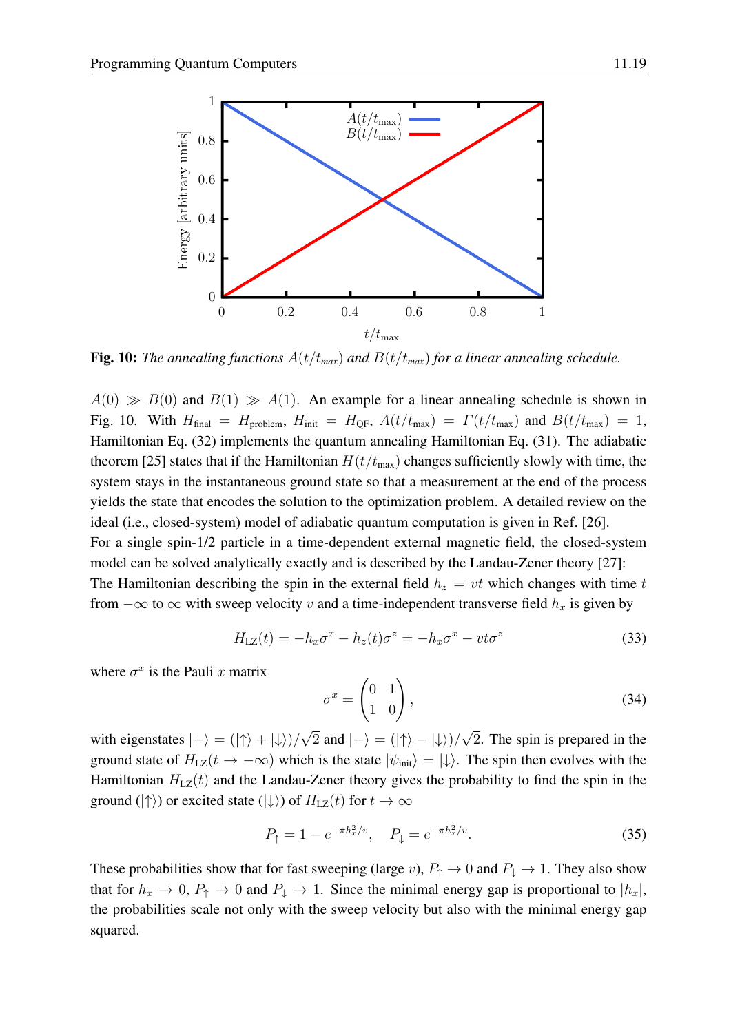**Fig. 10:** *The annealing functions $A(t/t_{max})$ and $B(t/t_{max})$ for a linear annealing schedule.*

$A(0) \gg B(0)$ and $B(1) \gg A(1)$. An example for a linear annealing schedule is shown in Fig. 10. With $H_{\text{final}} = H_{\text{problem}}$, $H_{\text{init}} = H_{\text{QF}}$, $A(t/t_{\text{max}}) = \Gamma(t/t_{\text{max}})$ and $B(t/t_{\text{max}}) = 1$, Hamiltonian Eq. (32) implements the quantum annealing Hamiltonian Eq. (31). The adiabatic theorem [25] states that if the Hamiltonian $H(t/t_{\text{max}})$ changes sufficiently slowly with time, the system stays in the instantaneous ground state so that a measurement at the end of the process yields the state that encodes the solution to the optimization problem. A detailed review on the ideal (i.e., closed-system) model of adiabatic quantum computation is given in Ref. [26].

For a single spin-1/2 particle in a time-dependent external magnetic field, the closed-system model can be solved analytically exactly and is described by the Landau-Zener theory [27]: The Hamiltonian describing the spin in the external field $h_z = vt$ which changes with time $t$ from $-\infty$ to $\infty$ with sweep velocity $v$ and a time-independent transverse field $h_x$ is given by

$$H_{\text{LZ}}(t) = -h_x\sigma^x - h_z(t)\sigma^z = -h_x\sigma^x - vt\sigma^z \tag{33}$$

where $\sigma^x$ is the Pauli $x$ matrix

$$\sigma^x = \begin{pmatrix} 0 & 1 \\ 1 & 0 \end{pmatrix}, \tag{34}$$

with eigenstates $|+\rangle = (|\uparrow\rangle + |\downarrow\rangle)/\sqrt{2}$ and $|-\rangle = (|\uparrow\rangle - |\downarrow\rangle)/\sqrt{2}$. The spin is prepared in the ground state of $H_{\text{LZ}}(t \to -\infty)$ which is the state $|\psi_{\text{init}}\rangle = |\downarrow\rangle$. The spin then evolves with the Hamiltonian $H_{\text{LZ}}(t)$ and the Landau-Zener theory gives the probability to find the spin in the ground ($|\uparrow\rangle$) or excited state ($|\downarrow\rangle$) of $H_{\text{LZ}}(t)$ for $t \to \infty$

$$P_\uparrow = 1 - e^{-\pi h_x^2/v}, \quad P_\downarrow = e^{-\pi h_x^2/v}. \tag{35}$$

These probabilities show that for fast sweeping (large $v$), $P_\uparrow \to 0$ and $P_\downarrow \to 1$. They also show that for $h_x \to 0$, $P_\uparrow \to 0$ and $P_\downarrow \to 1$. Since the minimal energy gap is proportional to $|h_x|$, the probabilities scale not only with the sweep velocity but also with the minimal energy gap squared.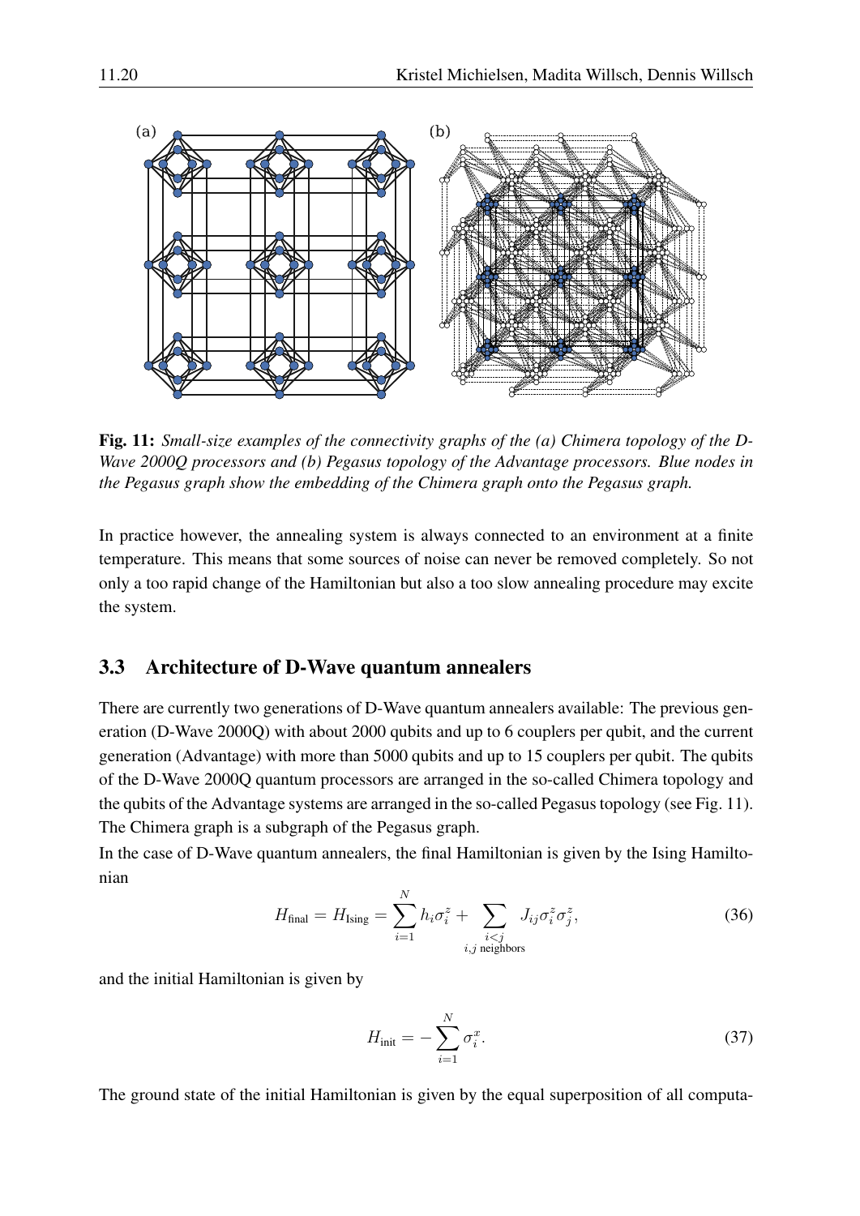**Fig. 11:** *Small-size examples of the connectivity graphs of the (a) Chimera topology of the D-Wave 2000Q processors and (b) Pegasus topology of the Advantage processors. Blue nodes in the Pegasus graph show the embedding of the Chimera graph onto the Pegasus graph.*

In practice however, the annealing system is always connected to an environment at a finite temperature. This means that some sources of noise can never be removed completely. So not only a too rapid change of the Hamiltonian but also a too slow annealing procedure may excite the system.

## 3.3 Architecture of D-Wave quantum annealers

There are currently two generations of D-Wave quantum annealers available: The previous generation (D-Wave 2000Q) with about 2000 qubits and up to 6 couplers per qubit, and the current generation (Advantage) with more than 5000 qubits and up to 15 couplers per qubit. The qubits of the D-Wave 2000Q quantum processors are arranged in the so-called Chimera topology and the qubits of the Advantage systems are arranged in the so-called Pegasus topology (see Fig. 11). The Chimera graph is a subgraph of the Pegasus graph.

In the case of D-Wave quantum annealers, the final Hamiltonian is given by the Ising Hamiltonian

$$H_{\text{final}} = H_{\text{Ising}} = \sum_{i=1}^{N} h_i \sigma_i^z + \sum_{\substack{i<j \\ i,j \text{ neighbors}}} J_{ij} \sigma_i^z \sigma_j^z, \tag{36}$$

and the initial Hamiltonian is given by

$$H_{\text{init}} = -\sum_{i=1}^{N} \sigma_i^x. \tag{37}$$

The ground state of the initial Hamiltonian is given by the equal superposition of all computa-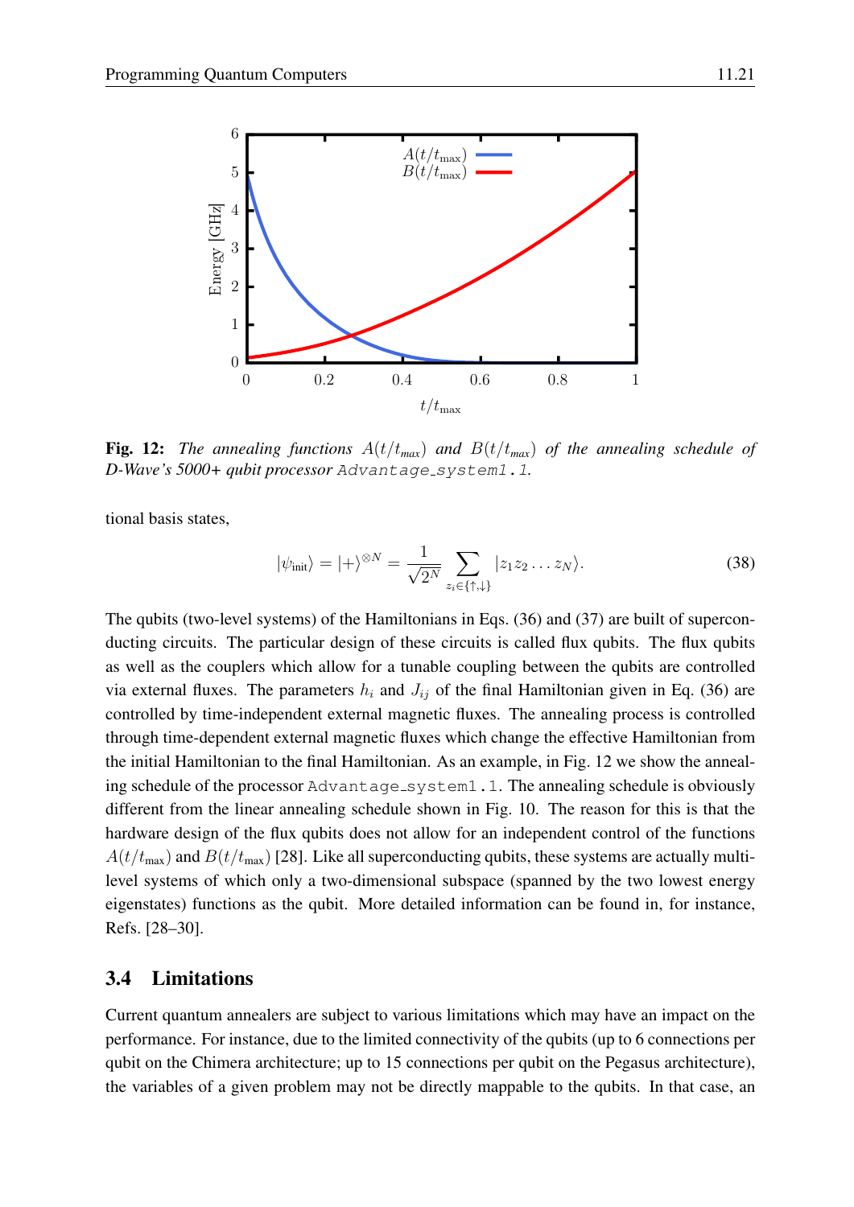**Fig. 12:** *The annealing functions $A(t/t_{max})$ and $B(t/t_{max})$ of the annealing schedule of D-Wave's 5000+ qubit processor* `Advantage_system1.1`*.*

tional basis states,

$$|\psi_{\text{init}}\rangle = |+\rangle^{\otimes N} = \frac{1}{\sqrt{2^N}} \sum_{z_i \in \{\uparrow,\downarrow\}} |z_1 z_2 \dots z_N\rangle. \tag{38}$$

The qubits (two-level systems) of the Hamiltonians in Eqs. (36) and (37) are built of superconducting circuits. The particular design of these circuits is called flux qubits. The flux qubits as well as the couplers which allow for a tunable coupling between the qubits are controlled via external fluxes. The parameters $h_i$ and $J_{ij}$ of the final Hamiltonian given in Eq. (36) are controlled by time-independent external magnetic fluxes. The annealing process is controlled through time-dependent external magnetic fluxes which change the effective Hamiltonian from the initial Hamiltonian to the final Hamiltonian. As an example, in Fig. 12 we show the annealing schedule of the processor `Advantage_system1.1`. The annealing schedule is obviously different from the linear annealing schedule shown in Fig. 10. The reason for this is that the hardware design of the flux qubits does not allow for an independent control of the functions $A(t/t_{\text{max}})$ and $B(t/t_{\text{max}})$ [28]. Like all superconducting qubits, these systems are actually multi-level systems of which only a two-dimensional subspace (spanned by the two lowest energy eigenstates) functions as the qubit. More detailed information can be found in, for instance, Refs. [28–30].

## 3.4 Limitations

Current quantum annealers are subject to various limitations which may have an impact on the performance. For instance, due to the limited connectivity of the qubits (up to 6 connections per qubit on the Chimera architecture; up to 15 connections per qubit on the Pegasus architecture), the variables of a given problem may not be directly mappable to the qubits. In that case, an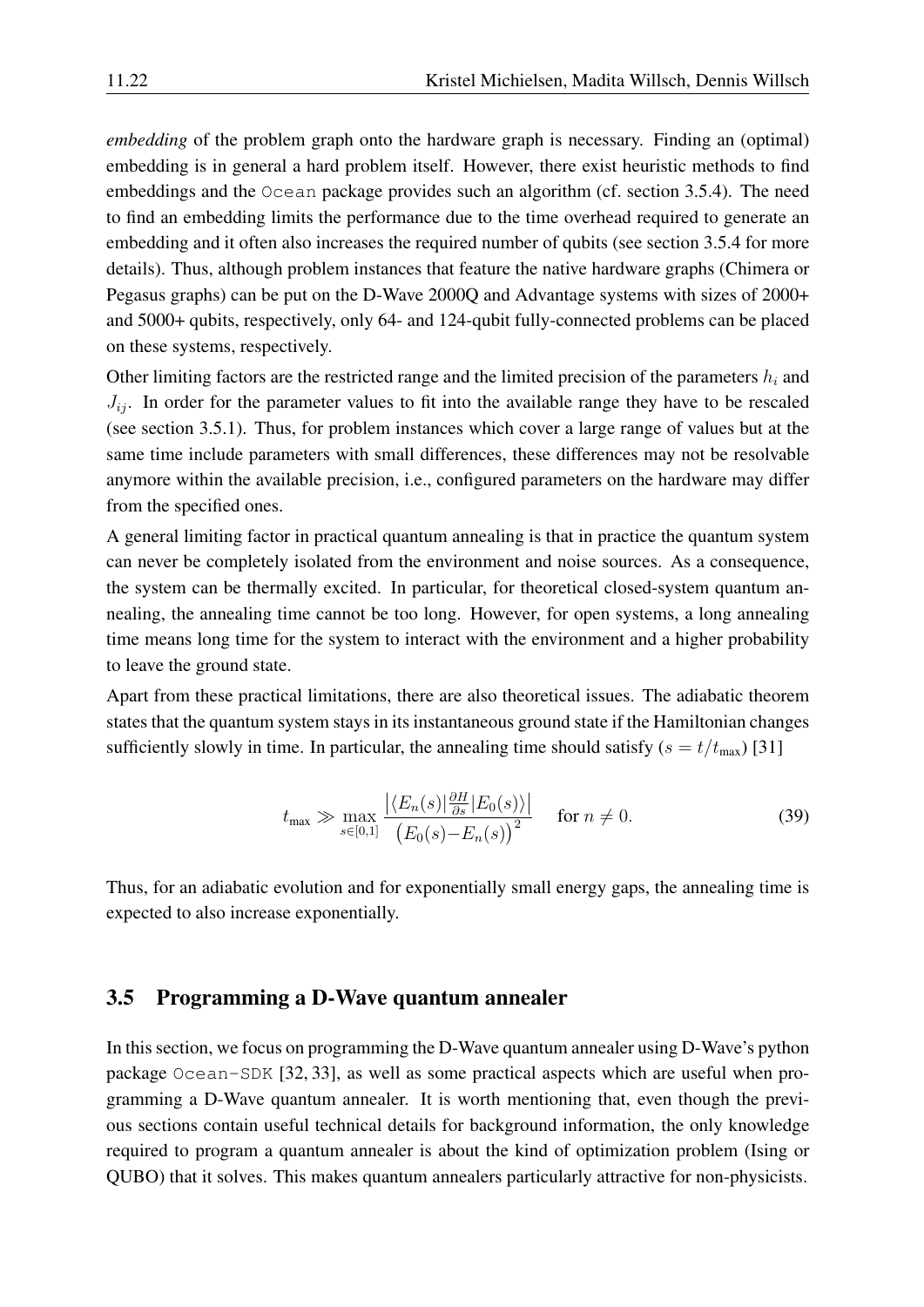*embedding* of the problem graph onto the hardware graph is necessary. Finding an (optimal) embedding is in general a hard problem itself. However, there exist heuristic methods to find embeddings and the `Ocean` package provides such an algorithm (cf. section 3.5.4). The need to find an embedding limits the performance due to the time overhead required to generate an embedding and it often also increases the required number of qubits (see section 3.5.4 for more details). Thus, although problem instances that feature the native hardware graphs (Chimera or Pegasus graphs) can be put on the D-Wave 2000Q and Advantage systems with sizes of 2000+ and 5000+ qubits, respectively, only 64- and 124-qubit fully-connected problems can be placed on these systems, respectively.

Other limiting factors are the restricted range and the limited precision of the parameters $h_i$ and $J_{ij}$. In order for the parameter values to fit into the available range they have to be rescaled (see section 3.5.1). Thus, for problem instances which cover a large range of values but at the same time include parameters with small differences, these differences may not be resolvable anymore within the available precision, i.e., configured parameters on the hardware may differ from the specified ones.

A general limiting factor in practical quantum annealing is that in practice the quantum system can never be completely isolated from the environment and noise sources. As a consequence, the system can be thermally excited. In particular, for theoretical closed-system quantum annealing, the annealing time cannot be too long. However, for open systems, a long annealing time means long time for the system to interact with the environment and a higher probability to leave the ground state.

Apart from these practical limitations, there are also theoretical issues. The adiabatic theorem states that the quantum system stays in its instantaneous ground state if the Hamiltonian changes sufficiently slowly in time. In particular, the annealing time should satisfy ($s = t/t_{\text{max}}$) [31]

$$t_{\text{max}} \gg \max_{s\in[0,1]} \frac{\left|\langle E_n(s)|\frac{\partial H}{\partial s}|E_0(s)\rangle\right|}{\big(E_0(s)-E_n(s)\big)^2} \quad \text{for } n \neq 0. \tag{39}$$

Thus, for an adiabatic evolution and for exponentially small energy gaps, the annealing time is expected to also increase exponentially.

## 3.5 Programming a D-Wave quantum annealer

In this section, we focus on programming the D-Wave quantum annealer using D-Wave's python package `Ocean-SDK` [32, 33], as well as some practical aspects which are useful when programming a D-Wave quantum annealer. It is worth mentioning that, even though the previous sections contain useful technical details for background information, the only knowledge required to program a quantum annealer is about the kind of optimization problem (Ising or QUBO) that it solves. This makes quantum annealers particularly attractive for non-physicists.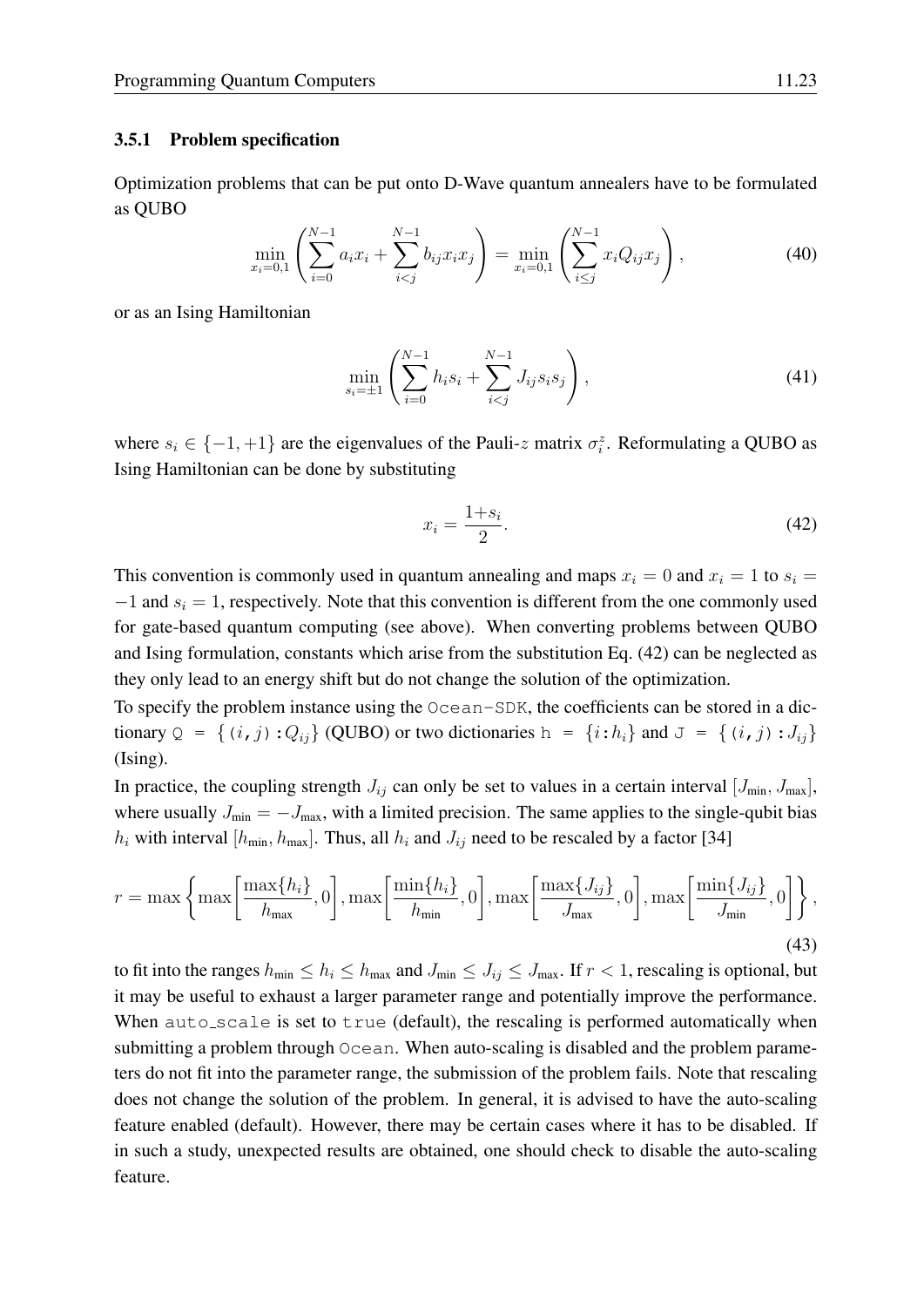### 3.5.1 Problem specification

Optimization problems that can be put onto D-Wave quantum annealers have to be formulated as QUBO

$$\min_{x_i=0,1}\left(\sum_{i=0}^{N-1} a_i x_i + \sum_{i<j}^{N-1} b_{ij} x_i x_j\right) = \min_{x_i=0,1}\left(\sum_{i\leq j}^{N-1} x_i Q_{ij} x_j\right), \tag{40}$$

or as an Ising Hamiltonian

$$\min_{s_i=\pm 1}\left(\sum_{i=0}^{N-1} h_i s_i + \sum_{i<j}^{N-1} J_{ij} s_i s_j\right), \tag{41}$$

where $s_i \in \{-1,+1\}$ are the eigenvalues of the Pauli-$z$ matrix $\sigma_i^z$. Reformulating a QUBO as Ising Hamiltonian can be done by substituting

$$x_i = \frac{1+s_i}{2}. \tag{42}$$

This convention is commonly used in quantum annealing and maps $x_i = 0$ and $x_i = 1$ to $s_i = -1$ and $s_i = 1$, respectively. Note that this convention is different from the one commonly used for gate-based quantum computing (see above). When converting problems between QUBO and Ising formulation, constants which arise from the substitution Eq. (42) can be neglected as they only lead to an energy shift but do not change the solution of the optimization.

To specify the problem instance using the `Ocean-SDK`, the coefficients can be stored in a dictionary `Q = {(`$i$`,`$j$`):`$Q_{ij}$`}` (QUBO) or two dictionaries `h = {`$i$`:`$h_i$`}` and `J = {(`$i$`,`$j$`):`$J_{ij}$`}` (Ising).

In practice, the coupling strength $J_{ij}$ can only be set to values in a certain interval $[J_{\text{min}}, J_{\text{max}}]$, where usually $J_{\text{min}} = -J_{\text{max}}$, with a limited precision. The same applies to the single-qubit bias $h_i$ with interval $[h_{\text{min}}, h_{\text{max}}]$. Thus, all $h_i$ and $J_{ij}$ need to be rescaled by a factor [34]

$$r = \max\left\{\max\left[\frac{\max\{h_i\}}{h_{\text{max}}}, 0\right], \max\left[\frac{\min\{h_i\}}{h_{\text{min}}}, 0\right], \max\left[\frac{\max\{J_{ij}\}}{J_{\text{max}}}, 0\right], \max\left[\frac{\min\{J_{ij}\}}{J_{\text{min}}}, 0\right]\right\}, \tag{43}$$

to fit into the ranges $h_{\text{min}} \leq h_i \leq h_{\text{max}}$ and $J_{\text{min}} \leq J_{ij} \leq J_{\text{max}}$. If $r < 1$, rescaling is optional, but it may be useful to exhaust a larger parameter range and potentially improve the performance. When `auto_scale` is set to `true` (default), the rescaling is performed automatically when submitting a problem through `Ocean`. When auto-scaling is disabled and the problem parameters do not fit into the parameter range, the submission of the problem fails. Note that rescaling does not change the solution of the problem. In general, it is advised to have the auto-scaling feature enabled (default). However, there may be certain cases where it has to be disabled. If in such a study, unexpected results are obtained, one should check to disable the auto-scaling feature.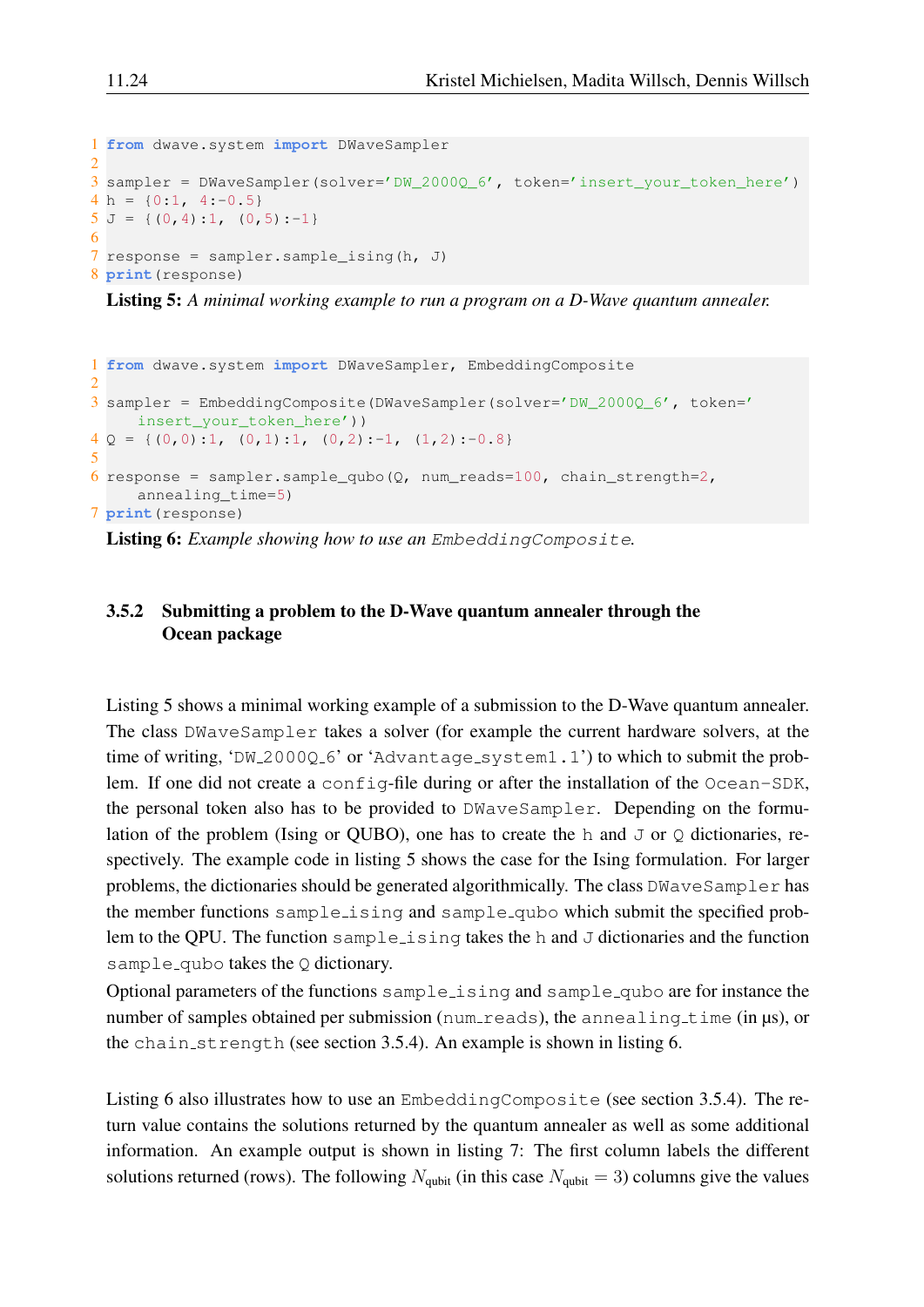```python
from dwave.system import DWaveSampler

sampler = DWaveSampler(solver='DW_2000Q_6', token='insert_your_token_here')
h = {0:1, 4:-0.5}
J = {(0,4):1, (0,5):-1}

response = sampler.sample_ising(h, J)
print(response)
```

**Listing 5:** *A minimal working example to run a program on a D-Wave quantum annealer.*

```python
from dwave.system import DWaveSampler, EmbeddingComposite

sampler = EmbeddingComposite(DWaveSampler(solver='DW_2000Q_6', token='
    insert_your_token_here'))
Q = {(0,0):1, (0,1):1, (0,2):-1, (1,2):-0.8}

response = sampler.sample_qubo(Q, num_reads=100, chain_strength=2,
    annealing_time=5)
print(response)
```

**Listing 6:** *Example showing how to use an* `EmbeddingComposite`.

### 3.5.2 Submitting a problem to the D-Wave quantum annealer through the Ocean package

Listing 5 shows a minimal working example of a submission to the D-Wave quantum annealer. The class `DWaveSampler` takes a solver (for example the current hardware solvers, at the time of writing, '`DW_2000Q_6`' or '`Advantage_system1.1`') to which to submit the problem. If one did not create a `config`-file during or after the installation of the `Ocean-SDK`, the personal token also has to be provided to `DWaveSampler`. Depending on the formulation of the problem (Ising or QUBO), one has to create the `h` and `J` or `Q` dictionaries, respectively. The example code in listing 5 shows the case for the Ising formulation. For larger problems, the dictionaries should be generated algorithmically. The class `DWaveSampler` has the member functions `sample_ising` and `sample_qubo` which submit the specified problem to the QPU. The function `sample_ising` takes the `h` and `J` dictionaries and the function `sample_qubo` takes the `Q` dictionary.

Optional parameters of the functions `sample_ising` and `sample_qubo` are for instance the number of samples obtained per submission (`num_reads`), the `annealing_time` (in µs), or the `chain_strength` (see section 3.5.4). An example is shown in listing 6.

Listing 6 also illustrates how to use an `EmbeddingComposite` (see section 3.5.4). The return value contains the solutions returned by the quantum annealer as well as some additional information. An example output is shown in listing 7: The first column labels the different solutions returned (rows). The following $N_{\text{qubit}}$ (in this case $N_{\text{qubit}} = 3$) columns give the values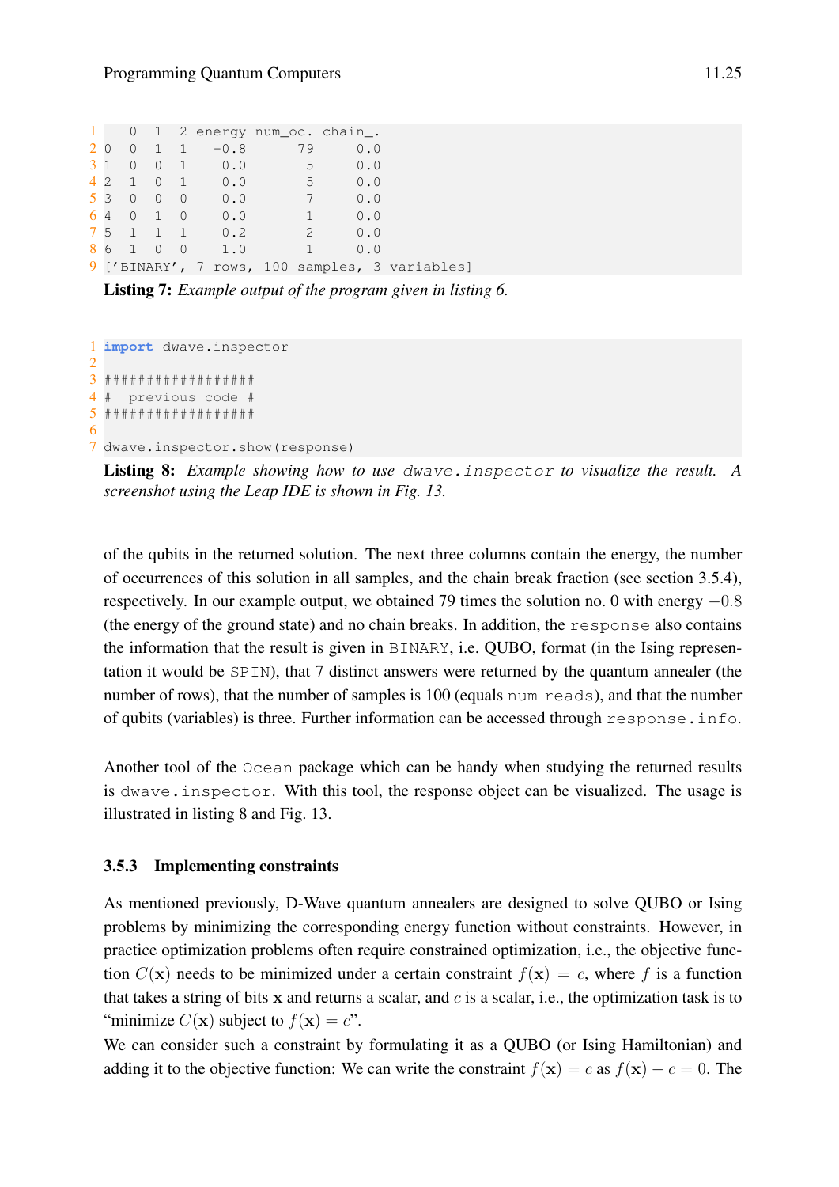```
   0  1  2 energy num_oc. chain_.
0  0  1  1   -0.8      79     0.0
1  0  0  1    0.0       5     0.0
2  1  0  1    0.0       5     0.0
3  0  0  0    0.0       7     0.0
4  0  1  0    0.0       1     0.0
5  1  1  1    0.2       2     0.0
6  1  0  0    1.0       1     0.0
['BINARY', 7 rows, 100 samples, 3 variables]
```

**Listing 7:** *Example output of the program given in listing 6.*

```
import dwave.inspector

##################
#  previous code #
##################

dwave.inspector.show(response)
```

**Listing 8:** *Example showing how to use `dwave.inspector` to visualize the result. A screenshot using the Leap IDE is shown in Fig. 13.*

of the qubits in the returned solution. The next three columns contain the energy, the number of occurrences of this solution in all samples, and the chain break fraction (see section 3.5.4), respectively. In our example output, we obtained 79 times the solution no. 0 with energy $-0.8$ (the energy of the ground state) and no chain breaks. In addition, the `response` also contains the information that the result is given in `BINARY`, i.e. QUBO, format (in the Ising representation it would be `SPIN`), that 7 distinct answers were returned by the quantum annealer (the number of rows), that the number of samples is 100 (equals `num_reads`), and that the number of qubits (variables) is three. Further information can be accessed through `response.info`.

Another tool of the `Ocean` package which can be handy when studying the returned results is `dwave.inspector`. With this tool, the response object can be visualized. The usage is illustrated in listing 8 and Fig. 13.

### 3.5.3 Implementing constraints

As mentioned previously, D-Wave quantum annealers are designed to solve QUBO or Ising problems by minimizing the corresponding energy function without constraints. However, in practice optimization problems often require constrained optimization, i.e., the objective function $C(\mathbf{x})$ needs to be minimized under a certain constraint $f(\mathbf{x}) = c$, where $f$ is a function that takes a string of bits $\mathbf{x}$ and returns a scalar, and $c$ is a scalar, i.e., the optimization task is to "minimize $C(\mathbf{x})$ subject to $f(\mathbf{x}) = c$".
We can consider such a constraint by formulating it as a QUBO (or Ising Hamiltonian) and adding it to the objective function: We can write the constraint $f(\mathbf{x}) = c$ as $f(\mathbf{x}) - c = 0$. The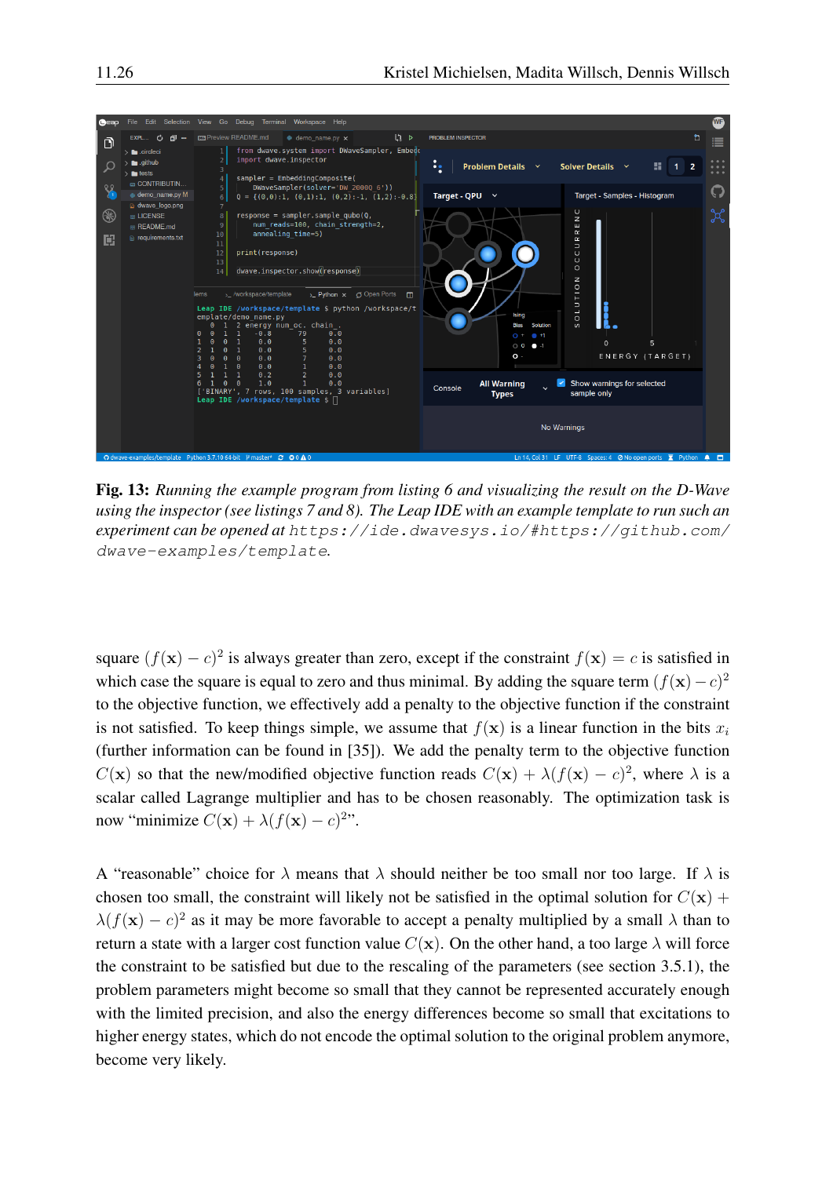**Fig. 13:** *Running the example program from listing 6 and visualizing the result on the D-Wave using the inspector (see listings 7 and 8). The Leap IDE with an example template to run such an experiment can be opened at* `https://ide.dwavesys.io/#https://github.com/dwave-examples/template`.

square $(f(\mathbf{x}) - c)^2$ is always greater than zero, except if the constraint $f(\mathbf{x}) = c$ is satisfied in which case the square is equal to zero and thus minimal. By adding the square term $(f(\mathbf{x}) - c)^2$ to the objective function, we effectively add a penalty to the objective function if the constraint is not satisfied. To keep things simple, we assume that $f(\mathbf{x})$ is a linear function in the bits $x_i$ (further information can be found in [35]). We add the penalty term to the objective function $C(\mathbf{x})$ so that the new/modified objective function reads $C(\mathbf{x}) + \lambda(f(\mathbf{x}) - c)^2$, where $\lambda$ is a scalar called Lagrange multiplier and has to be chosen reasonably. The optimization task is now "minimize $C(\mathbf{x}) + \lambda(f(\mathbf{x}) - c)^2$".

A "reasonable" choice for $\lambda$ means that $\lambda$ should neither be too small nor too large. If $\lambda$ is chosen too small, the constraint will likely not be satisfied in the optimal solution for $C(\mathbf{x}) + \lambda(f(\mathbf{x}) - c)^2$ as it may be more favorable to accept a penalty multiplied by a small $\lambda$ than to return a state with a larger cost function value $C(\mathbf{x})$. On the other hand, a too large $\lambda$ will force the constraint to be satisfied but due to the rescaling of the parameters (see section 3.5.1), the problem parameters might become so small that they cannot be represented accurately enough with the limited precision, and also the energy differences become so small that excitations to higher energy states, which do not encode the optimal solution to the original problem anymore, become very likely.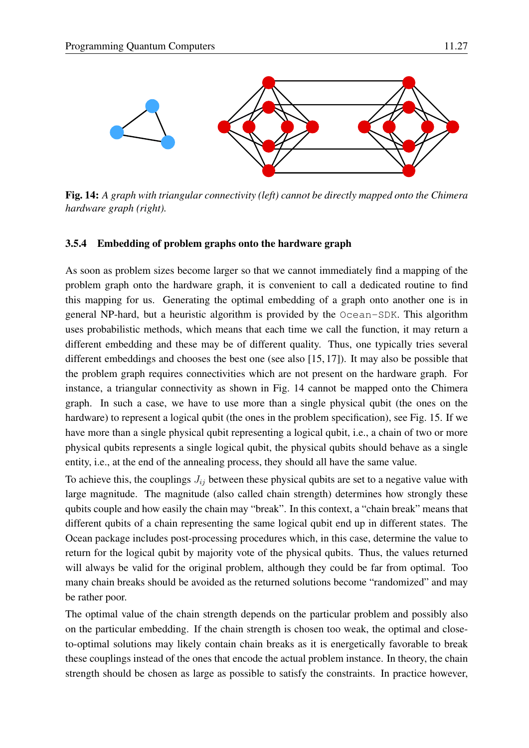**Fig. 14:** *A graph with triangular connectivity (left) cannot be directly mapped onto the Chimera hardware graph (right).*

### 3.5.4 Embedding of problem graphs onto the hardware graph

As soon as problem sizes become larger so that we cannot immediately find a mapping of the problem graph onto the hardware graph, it is convenient to call a dedicated routine to find this mapping for us. Generating the optimal embedding of a graph onto another one is in general NP-hard, but a heuristic algorithm is provided by the `Ocean-SDK`. This algorithm uses probabilistic methods, which means that each time we call the function, it may return a different embedding and these may be of different quality. Thus, one typically tries several different embeddings and chooses the best one (see also [15, 17]). It may also be possible that the problem graph requires connectivities which are not present on the hardware graph. For instance, a triangular connectivity as shown in Fig. 14 cannot be mapped onto the Chimera graph. In such a case, we have to use more than a single physical qubit (the ones on the hardware) to represent a logical qubit (the ones in the problem specification), see Fig. 15. If we have more than a single physical qubit representing a logical qubit, i.e., a chain of two or more physical qubits represents a single logical qubit, the physical qubits should behave as a single entity, i.e., at the end of the annealing process, they should all have the same value.

To achieve this, the couplings $J_{ij}$ between these physical qubits are set to a negative value with large magnitude. The magnitude (also called chain strength) determines how strongly these qubits couple and how easily the chain may "break". In this context, a "chain break" means that different qubits of a chain representing the same logical qubit end up in different states. The Ocean package includes post-processing procedures which, in this case, determine the value to return for the logical qubit by majority vote of the physical qubits. Thus, the values returned will always be valid for the original problem, although they could be far from optimal. Too many chain breaks should be avoided as the returned solutions become "randomized" and may be rather poor.

The optimal value of the chain strength depends on the particular problem and possibly also on the particular embedding. If the chain strength is chosen too weak, the optimal and close-to-optimal solutions may likely contain chain breaks as it is energetically favorable to break these couplings instead of the ones that encode the actual problem instance. In theory, the chain strength should be chosen as large as possible to satisfy the constraints. In practice however,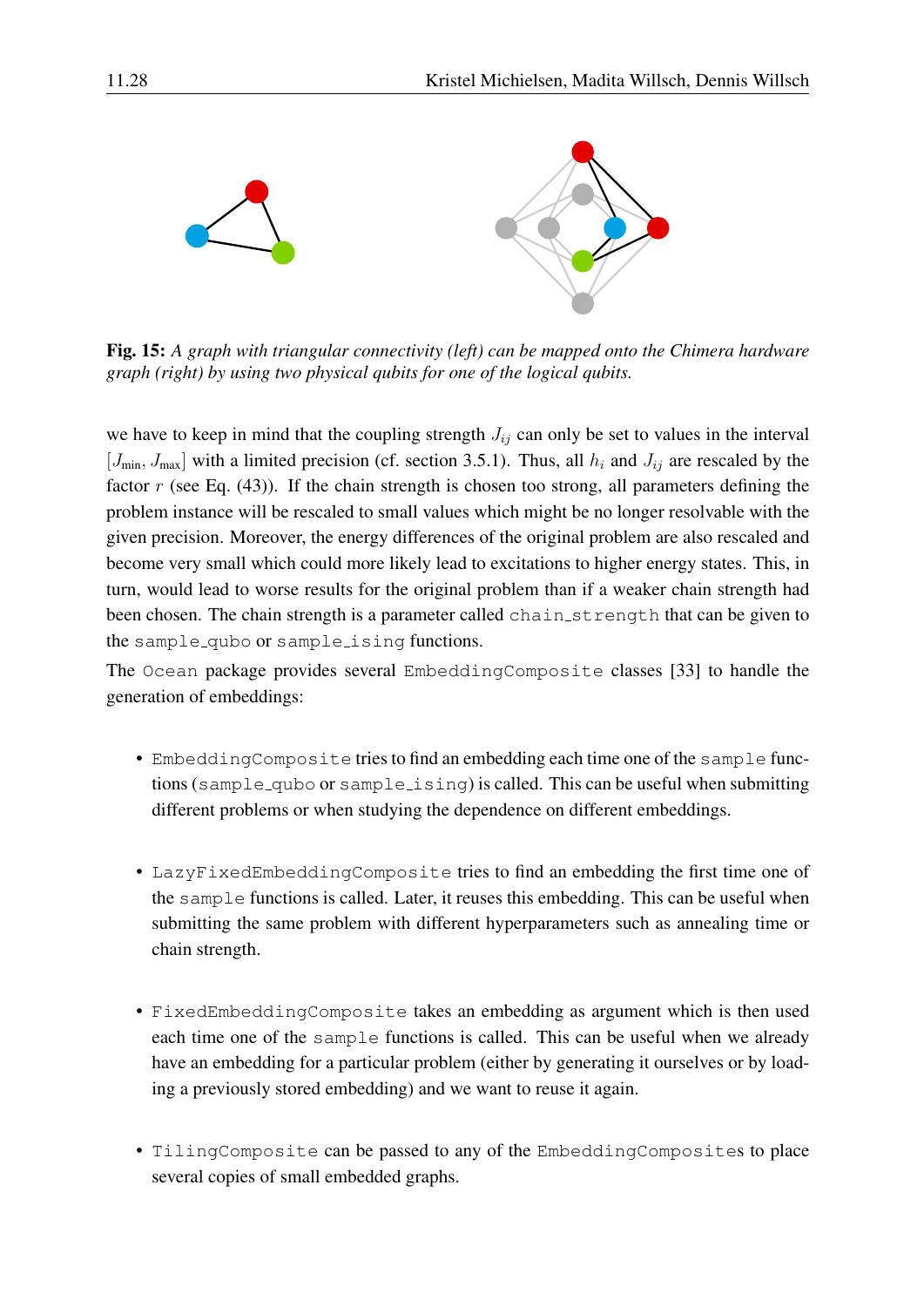**Fig. 15:** *A graph with triangular connectivity (left) can be mapped onto the Chimera hardware graph (right) by using two physical qubits for one of the logical qubits.*

we have to keep in mind that the coupling strength $J_{ij}$ can only be set to values in the interval $[J_{\text{min}}, J_{\text{max}}]$ with a limited precision (cf. section 3.5.1). Thus, all $h_i$ and $J_{ij}$ are rescaled by the factor $r$ (see Eq. (43)). If the chain strength is chosen too strong, all parameters defining the problem instance will be rescaled to small values which might be no longer resolvable with the given precision. Moreover, the energy differences of the original problem are also rescaled and become very small which could more likely lead to excitations to higher energy states. This, in turn, would lead to worse results for the original problem than if a weaker chain strength had been chosen. The chain strength is a parameter called `chain_strength` that can be given to the `sample_qubo` or `sample_ising` functions.

The `Ocean` package provides several `EmbeddingComposite` classes [33] to handle the generation of embeddings:

- `EmbeddingComposite` tries to find an embedding each time one of the `sample` functions (`sample_qubo` or `sample_ising`) is called. This can be useful when submitting different problems or when studying the dependence on different embeddings.

- `LazyFixedEmbeddingComposite` tries to find an embedding the first time one of the `sample` functions is called. Later, it reuses this embedding. This can be useful when submitting the same problem with different hyperparameters such as annealing time or chain strength.

- `FixedEmbeddingComposite` takes an embedding as argument which is then used each time one of the `sample` functions is called. This can be useful when we already have an embedding for a particular problem (either by generating it ourselves or by loading a previously stored embedding) and we want to reuse it again.

- `TilingComposite` can be passed to any of the `EmbeddingComposite`s to place several copies of small embedded graphs.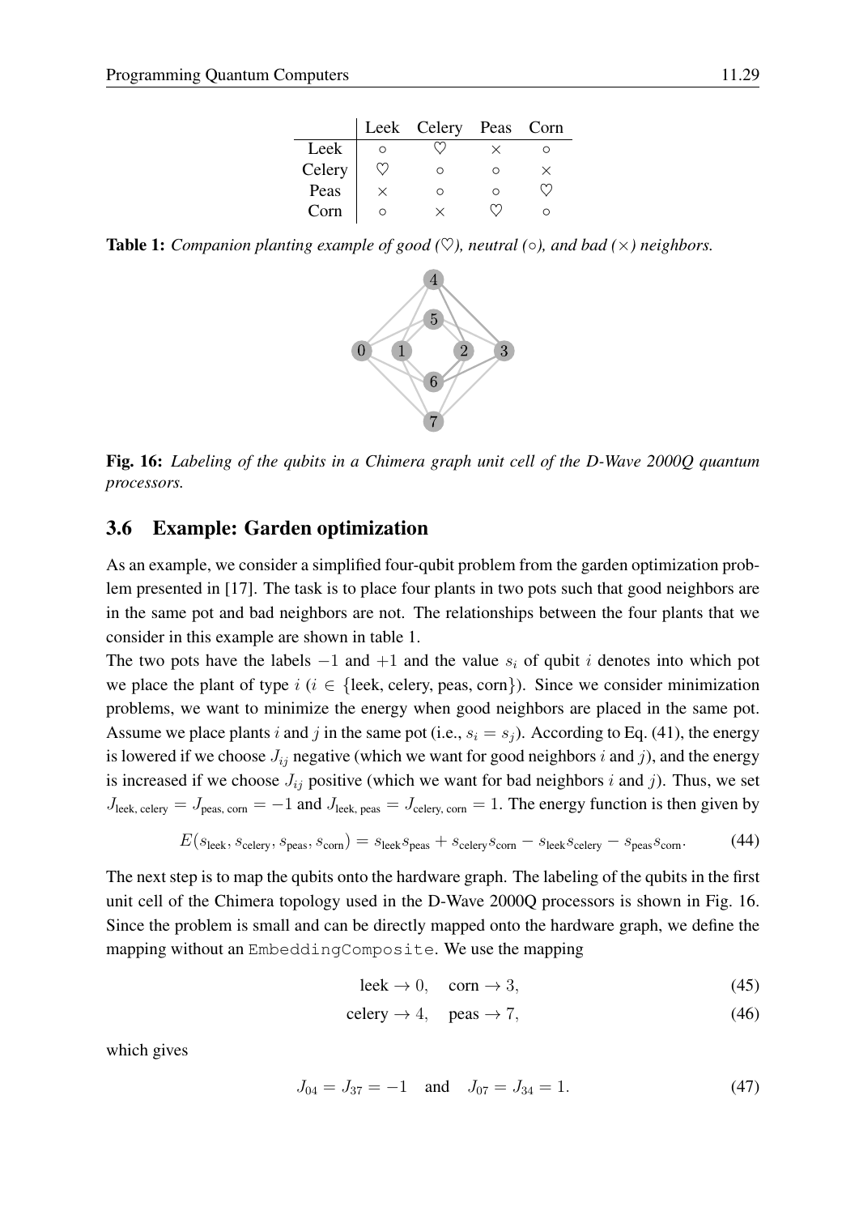|  | Leek | Celery | Peas | Corn |
|---|---|---|---|---|
| Leek | ○ | ♡ | × | ○ |
| Celery | ♡ | ○ | ○ | × |
| Peas | × | ○ | ○ | ♡ |
| Corn | ○ | × | ♡ | ○ |

**Table 1:** *Companion planting example of good (♡), neutral (○), and bad (×) neighbors.*

**Fig. 16:** *Labeling of the qubits in a Chimera graph unit cell of the D-Wave 2000Q quantum processors.*

### 3.6 Example: Garden optimization

As an example, we consider a simplified four-qubit problem from the garden optimization problem presented in [17]. The task is to place four plants in two pots such that good neighbors are in the same pot and bad neighbors are not. The relationships between the four plants that we consider in this example are shown in table 1.

The two pots have the labels $-1$ and $+1$ and the value $s_i$ of qubit $i$ denotes into which pot we place the plant of type $i$ ($i \in \{\text{leek, celery, peas, corn}\}$). Since we consider minimization problems, we want to minimize the energy when good neighbors are placed in the same pot. Assume we place plants $i$ and $j$ in the same pot (i.e., $s_i = s_j$). According to Eq. (41), the energy is lowered if we choose $J_{ij}$ negative (which we want for good neighbors $i$ and $j$), and the energy is increased if we choose $J_{ij}$ positive (which we want for bad neighbors $i$ and $j$). Thus, we set $J_{\text{leek, celery}} = J_{\text{peas, corn}} = -1$ and $J_{\text{leek, peas}} = J_{\text{celery, corn}} = 1$. The energy function is then given by

$$E(s_{\text{leek}}, s_{\text{celery}}, s_{\text{peas}}, s_{\text{corn}}) = s_{\text{leek}} s_{\text{peas}} + s_{\text{celery}} s_{\text{corn}} - s_{\text{leek}} s_{\text{celery}} - s_{\text{peas}} s_{\text{corn}}. \tag{44}$$

The next step is to map the qubits onto the hardware graph. The labeling of the qubits in the first unit cell of the Chimera topology used in the D-Wave 2000Q processors is shown in Fig. 16. Since the problem is small and can be directly mapped onto the hardware graph, we define the mapping without an `EmbeddingComposite`. We use the mapping

$$\text{leek} \to 0, \quad \text{corn} \to 3, \tag{45}$$

$$\text{celery} \to 4, \quad \text{peas} \to 7, \tag{46}$$

which gives

$$J_{04} = J_{37} = -1 \quad \text{and} \quad J_{07} = J_{34} = 1. \tag{47}$$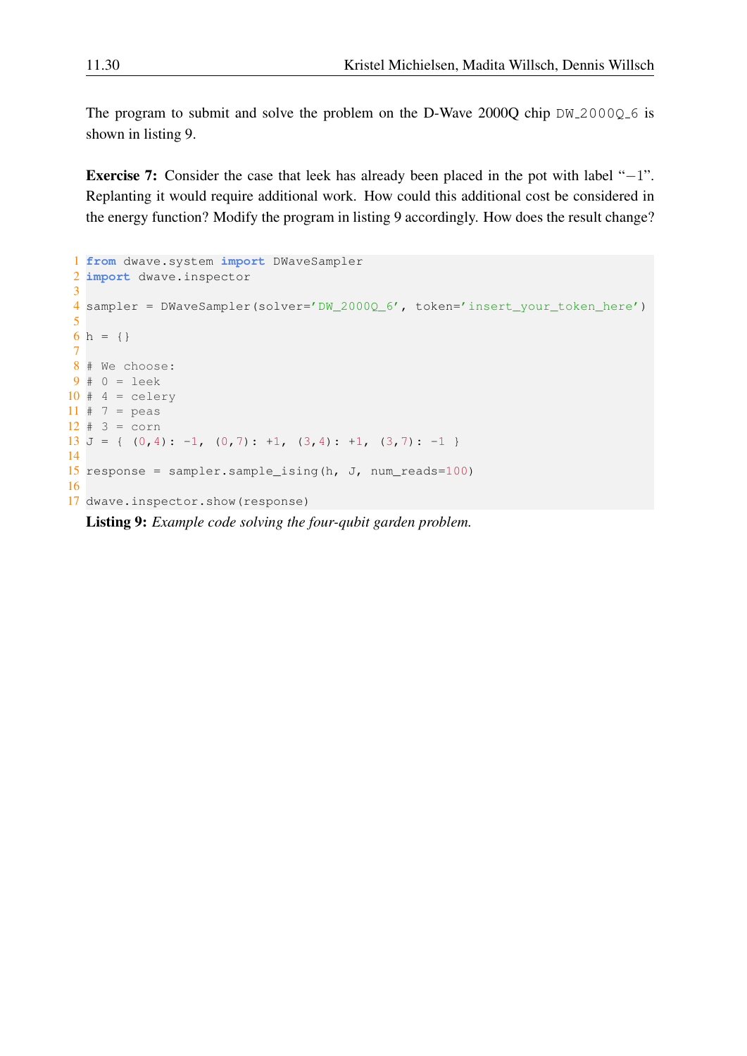The program to submit and solve the problem on the D-Wave 2000Q chip `DW_2000Q_6` is shown in listing 9.

**Exercise 7:** Consider the case that leek has already been placed in the pot with label “$-1$”. Replanting it would require additional work. How could this additional cost be considered in the energy function? Modify the program in listing 9 accordingly. How does the result change?

```python
from dwave.system import DWaveSampler
import dwave.inspector

sampler = DWaveSampler(solver='DW_2000Q_6', token='insert_your_token_here')

h = {}

# We choose:
# 0 = leek
# 4 = celery
# 7 = peas
# 3 = corn
J = { (0,4): -1, (0,7): +1, (3,4): +1, (3,7): -1 }

response = sampler.sample_ising(h, J, num_reads=100)

dwave.inspector.show(response)
```

**Listing 9:** *Example code solving the four-qubit garden problem.*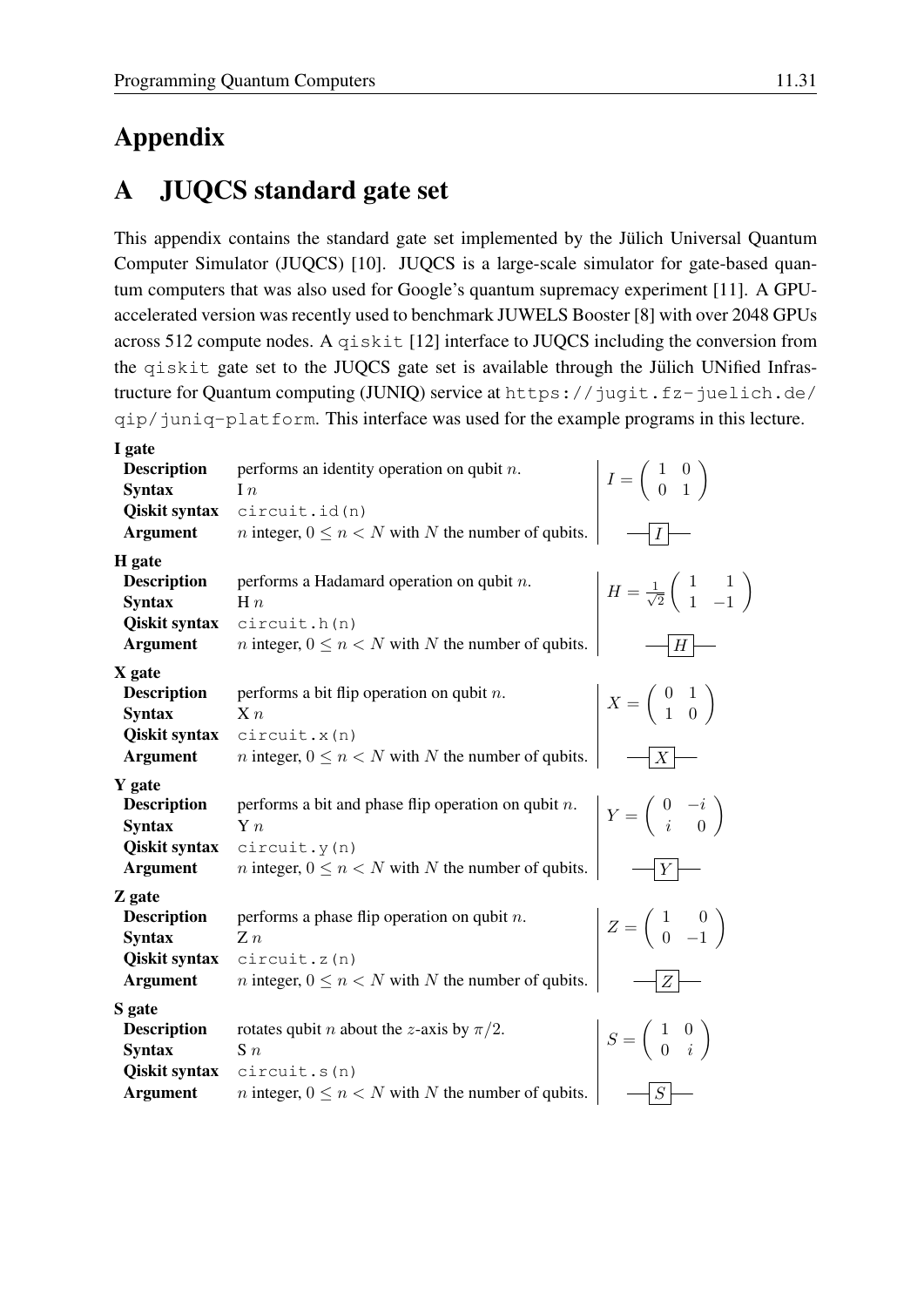# Appendix

## A JUQCS standard gate set

This appendix contains the standard gate set implemented by the Jülich Universal Quantum Computer Simulator (JUQCS) [10]. JUQCS is a large-scale simulator for gate-based quantum computers that was also used for Google's quantum supremacy experiment [11]. A GPU-accelerated version was recently used to benchmark JUWELS Booster [8] with over 2048 GPUs across 512 compute nodes. A `qiskit` [12] interface to JUQCS including the conversion from the `qiskit` gate set to the JUQCS gate set is available through the Jülich UNified Infrastructure for Quantum computing (JUNIQ) service at `https://jugit.fz-juelich.de/qip/juniq-platform`. This interface was used for the example programs in this lecture.

**I gate**

| | | |
|---|---|---|
| **Description** | performs an identity operation on qubit $n$. | $I = \begin{pmatrix} 1 & 0 \\ 0 & 1 \end{pmatrix}$ |
| **Syntax** | I $n$ | |
| **Qiskit syntax** | `circuit.id(n)` | |
| **Argument** | $n$ integer, $0 \leq n < N$ with $N$ the number of qubits. | $-\boxed{I}-$ |

**H gate**

| | | |
|---|---|---|
| **Description** | performs a Hadamard operation on qubit $n$. | $H = \frac{1}{\sqrt{2}} \begin{pmatrix} 1 & 1 \\ 1 & -1 \end{pmatrix}$ |
| **Syntax** | H $n$ | |
| **Qiskit syntax** | `circuit.h(n)` | |
| **Argument** | $n$ integer, $0 \leq n < N$ with $N$ the number of qubits. | $-\boxed{H}-$ |

**X gate**

| | | |
|---|---|---|
| **Description** | performs a bit flip operation on qubit $n$. | $X = \begin{pmatrix} 0 & 1 \\ 1 & 0 \end{pmatrix}$ |
| **Syntax** | X $n$ | |
| **Qiskit syntax** | `circuit.x(n)` | |
| **Argument** | $n$ integer, $0 \leq n < N$ with $N$ the number of qubits. | $-\boxed{X}-$ |

**Y gate**

| | | |
|---|---|---|
| **Description** | performs a bit and phase flip operation on qubit $n$. | $Y = \begin{pmatrix} 0 & -i \\ i & 0 \end{pmatrix}$ |
| **Syntax** | Y $n$ | |
| **Qiskit syntax** | `circuit.y(n)` | |
| **Argument** | $n$ integer, $0 \leq n < N$ with $N$ the number of qubits. | $-\boxed{Y}-$ |

**Z gate**

| | | |
|---|---|---|
| **Description** | performs a phase flip operation on qubit $n$. | $Z = \begin{pmatrix} 1 & 0 \\ 0 & -1 \end{pmatrix}$ |
| **Syntax** | Z $n$ | |
| **Qiskit syntax** | `circuit.z(n)` | |
| **Argument** | $n$ integer, $0 \leq n < N$ with $N$ the number of qubits. | $-\boxed{Z}-$ |

**S gate**

| | | |
|---|---|---|
| **Description** | rotates qubit $n$ about the $z$-axis by $\pi/2$. | $S = \begin{pmatrix} 1 & 0 \\ 0 & i \end{pmatrix}$ |
| **Syntax** | S $n$ | |
| **Qiskit syntax** | `circuit.s(n)` | |
| **Argument** | $n$ integer, $0 \leq n < N$ with $N$ the number of qubits. | $-\boxed{S}-$ |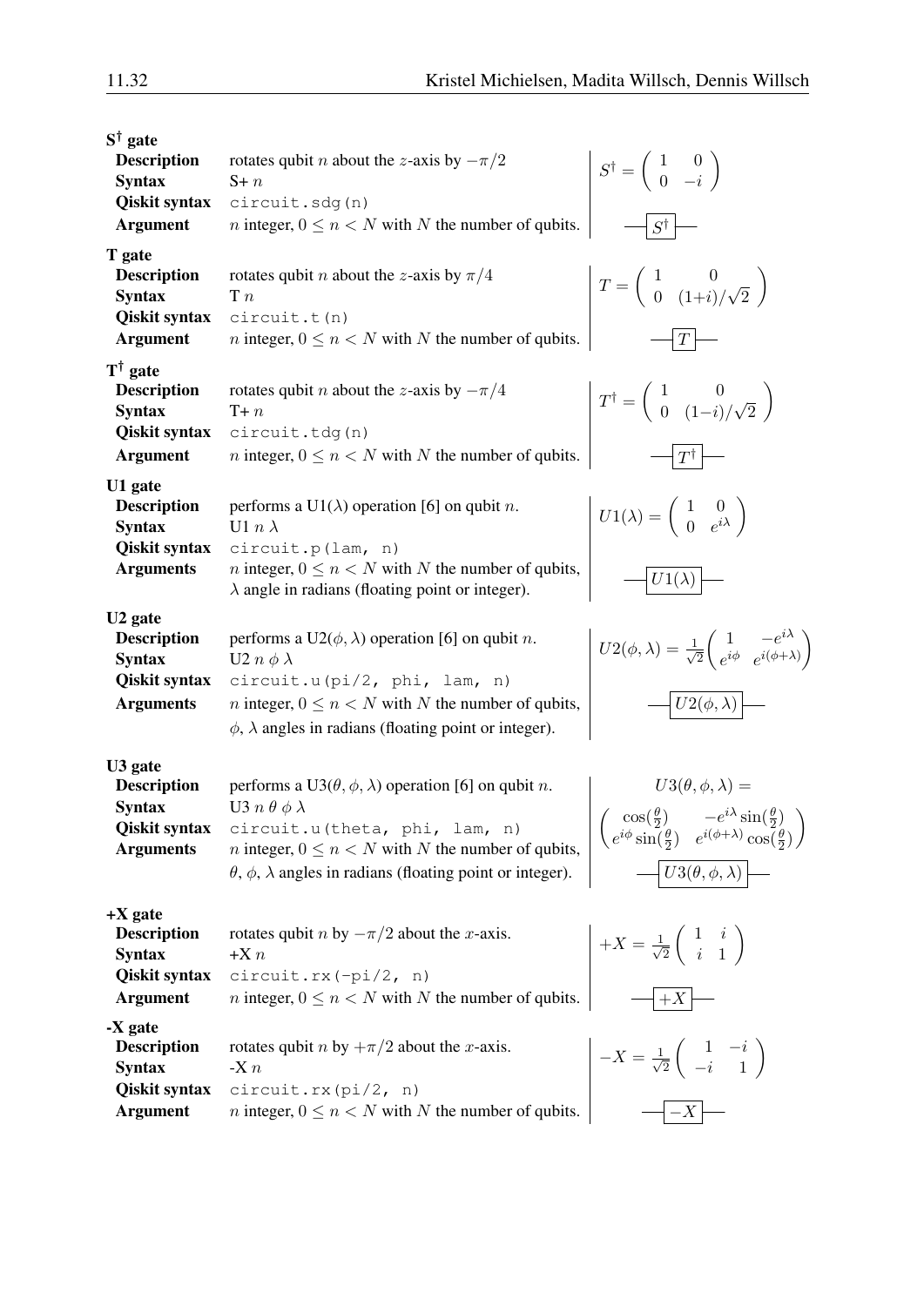**S$^\dagger$ gate**

| | |
|---|---|
| **Description** | rotates qubit $n$ about the $z$-axis by $-\pi/2$ |
| **Syntax** | S+ $n$ |
| **Qiskit syntax** | `circuit.sdg(n)` |
| **Argument** | $n$ integer, $0 \leq n < N$ with $N$ the number of qubits. |

$$S^\dagger = \begin{pmatrix} 1 & 0 \\ 0 & -i \end{pmatrix}$$

**T gate**

| | |
|---|---|
| **Description** | rotates qubit $n$ about the $z$-axis by $\pi/4$ |
| **Syntax** | T $n$ |
| **Qiskit syntax** | `circuit.t(n)` |
| **Argument** | $n$ integer, $0 \leq n < N$ with $N$ the number of qubits. |

$$T = \begin{pmatrix} 1 & 0 \\ 0 & (1+i)/\sqrt{2} \end{pmatrix}$$

**T$^\dagger$ gate**

| | |
|---|---|
| **Description** | rotates qubit $n$ about the $z$-axis by $-\pi/4$ |
| **Syntax** | T+ $n$ |
| **Qiskit syntax** | `circuit.tdg(n)` |
| **Argument** | $n$ integer, $0 \leq n < N$ with $N$ the number of qubits. |

$$T^\dagger = \begin{pmatrix} 1 & 0 \\ 0 & (1-i)/\sqrt{2} \end{pmatrix}$$

**U1 gate**

| | |
|---|---|
| **Description** | performs a U1($\lambda$) operation [6] on qubit $n$. |
| **Syntax** | U1 $n$ $\lambda$ |
| **Qiskit syntax** | `circuit.p(lam, n)` |
| **Arguments** | $n$ integer, $0 \leq n < N$ with $N$ the number of qubits, $\lambda$ angle in radians (floating point or integer). |

$$U1(\lambda) = \begin{pmatrix} 1 & 0 \\ 0 & e^{i\lambda} \end{pmatrix}$$

**U2 gate**

| | |
|---|---|
| **Description** | performs a U2($\phi, \lambda$) operation [6] on qubit $n$. |
| **Syntax** | U2 $n$ $\phi$ $\lambda$ |
| **Qiskit syntax** | `circuit.u(pi/2, phi, lam, n)` |
| **Arguments** | $n$ integer, $0 \leq n < N$ with $N$ the number of qubits, $\phi$, $\lambda$ angles in radians (floating point or integer). |

$$U2(\phi, \lambda) = \frac{1}{\sqrt{2}} \begin{pmatrix} 1 & -e^{i\lambda} \\ e^{i\phi} & e^{i(\phi+\lambda)} \end{pmatrix}$$

**U3 gate**

| | |
|---|---|
| **Description** | performs a U3($\theta, \phi, \lambda$) operation [6] on qubit $n$. |
| **Syntax** | U3 $n$ $\theta$ $\phi$ $\lambda$ |
| **Qiskit syntax** | `circuit.u(theta, phi, lam, n)` |
| **Arguments** | $n$ integer, $0 \leq n < N$ with $N$ the number of qubits, $\theta$, $\phi$, $\lambda$ angles in radians (floating point or integer). |

$$U3(\theta, \phi, \lambda) = \begin{pmatrix} \cos(\frac{\theta}{2}) & -e^{i\lambda}\sin(\frac{\theta}{2}) \\ e^{i\phi}\sin(\frac{\theta}{2}) & e^{i(\phi+\lambda)}\cos(\frac{\theta}{2}) \end{pmatrix}$$

**+X gate**

| | |
|---|---|
| **Description** | rotates qubit $n$ by $-\pi/2$ about the $x$-axis. |
| **Syntax** | +X $n$ |
| **Qiskit syntax** | `circuit.rx(-pi/2, n)` |
| **Argument** | $n$ integer, $0 \leq n < N$ with $N$ the number of qubits. |

$$+X = \frac{1}{\sqrt{2}} \begin{pmatrix} 1 & i \\ i & 1 \end{pmatrix}$$

**-X gate**

| | |
|---|---|
| **Description** | rotates qubit $n$ by $+\pi/2$ about the $x$-axis. |
| **Syntax** | -X $n$ |
| **Qiskit syntax** | `circuit.rx(pi/2, n)` |
| **Argument** | $n$ integer, $0 \leq n < N$ with $N$ the number of qubits. |

$$-X = \frac{1}{\sqrt{2}} \begin{pmatrix} 1 & -i \\ -i & 1 \end{pmatrix}$$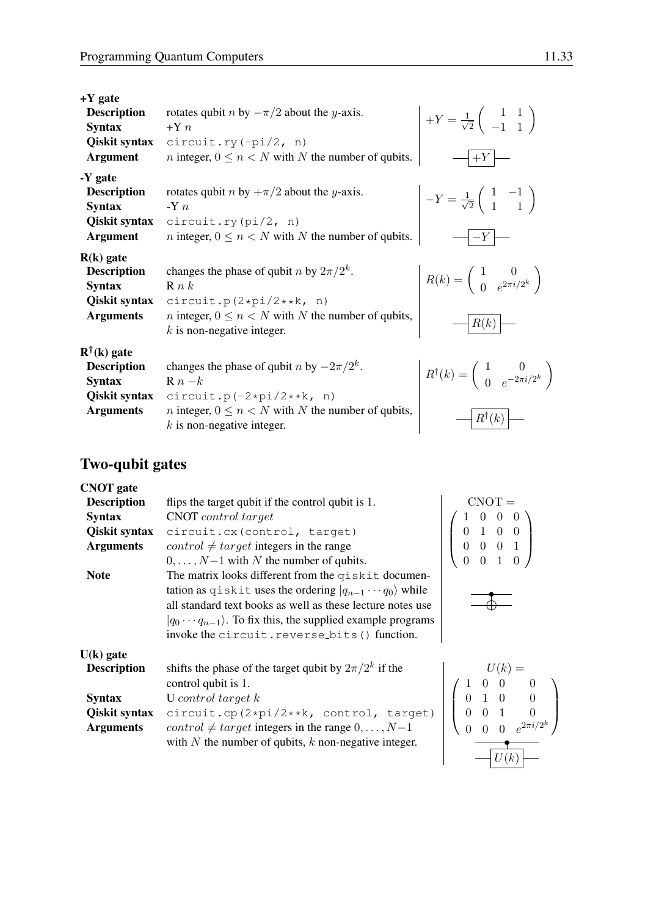**+Y gate**

**Description** rotates qubit $n$ by $-\pi/2$ about the $y$-axis.

**Syntax** +Y $n$

**Qiskit syntax** `circuit.ry(-pi/2, n)`

**Argument** $n$ integer, $0 \le n < N$ with $N$ the number of qubits.

$$+Y = \frac{1}{\sqrt{2}} \begin{pmatrix} 1 & 1 \\ -1 & 1 \end{pmatrix}$$

**-Y gate**

**Description** rotates qubit $n$ by $+\pi/2$ about the $y$-axis.

**Syntax** -Y $n$

**Qiskit syntax** `circuit.ry(pi/2, n)`

**Argument** $n$ integer, $0 \le n < N$ with $N$ the number of qubits.

$$-Y = \frac{1}{\sqrt{2}} \begin{pmatrix} 1 & -1 \\ 1 & 1 \end{pmatrix}$$

**R(k) gate**

**Description** changes the phase of qubit $n$ by $2\pi/2^k$.

**Syntax** R $n$ $k$

**Qiskit syntax** `circuit.p(2*pi/2**k, n)`

**Arguments** $n$ integer, $0 \le n < N$ with $N$ the number of qubits, $k$ is non-negative integer.

$$R(k) = \begin{pmatrix} 1 & 0 \\ 0 & e^{2\pi i/2^k} \end{pmatrix}$$

**R$^\dagger$(k) gate**

**Description** changes the phase of qubit $n$ by $-2\pi/2^k$.

**Syntax** R $n$ $-k$

**Qiskit syntax** `circuit.p(-2*pi/2**k, n)`

**Arguments** $n$ integer, $0 \le n < N$ with $N$ the number of qubits, $k$ is non-negative integer.

$$R^\dagger(k) = \begin{pmatrix} 1 & 0 \\ 0 & e^{-2\pi i/2^k} \end{pmatrix}$$

## Two-qubit gates

**CNOT gate**

**Description** flips the target qubit if the control qubit is 1.

**Syntax** CNOT *control target*

**Qiskit syntax** `circuit.cx(control, target)`

**Arguments** *control* $\neq$ *target* integers in the range $0, \dots, N-1$ with $N$ the number of qubits.

**Note** The matrix looks different from the `qiskit` documentation as `qiskit` uses the ordering $|q_{n-1} \cdots q_0\rangle$ while all standard text books as well as these lecture notes use $|q_0 \cdots q_{n-1}\rangle$. To fix this, the supplied example programs invoke the `circuit.reverse_bits()` function.

$$\text{CNOT} = \begin{pmatrix} 1 & 0 & 0 & 0 \\ 0 & 1 & 0 & 0 \\ 0 & 0 & 0 & 1 \\ 0 & 0 & 1 & 0 \end{pmatrix}$$

**U(k) gate**

**Description** shifts the phase of the target qubit by $2\pi/2^k$ if the control qubit is 1.

**Syntax** U *control target k*

**Qiskit syntax** `circuit.cp(2*pi/2**k, control, target)`

**Arguments** *control* $\neq$ *target* integers in the range $0, \dots, N-1$ with $N$ the number of qubits, $k$ non-negative integer.

$$U(k) = \begin{pmatrix} 1 & 0 & 0 & 0 \\ 0 & 1 & 0 & 0 \\ 0 & 0 & 1 & 0 \\ 0 & 0 & 0 & e^{2\pi i/2^k} \end{pmatrix}$$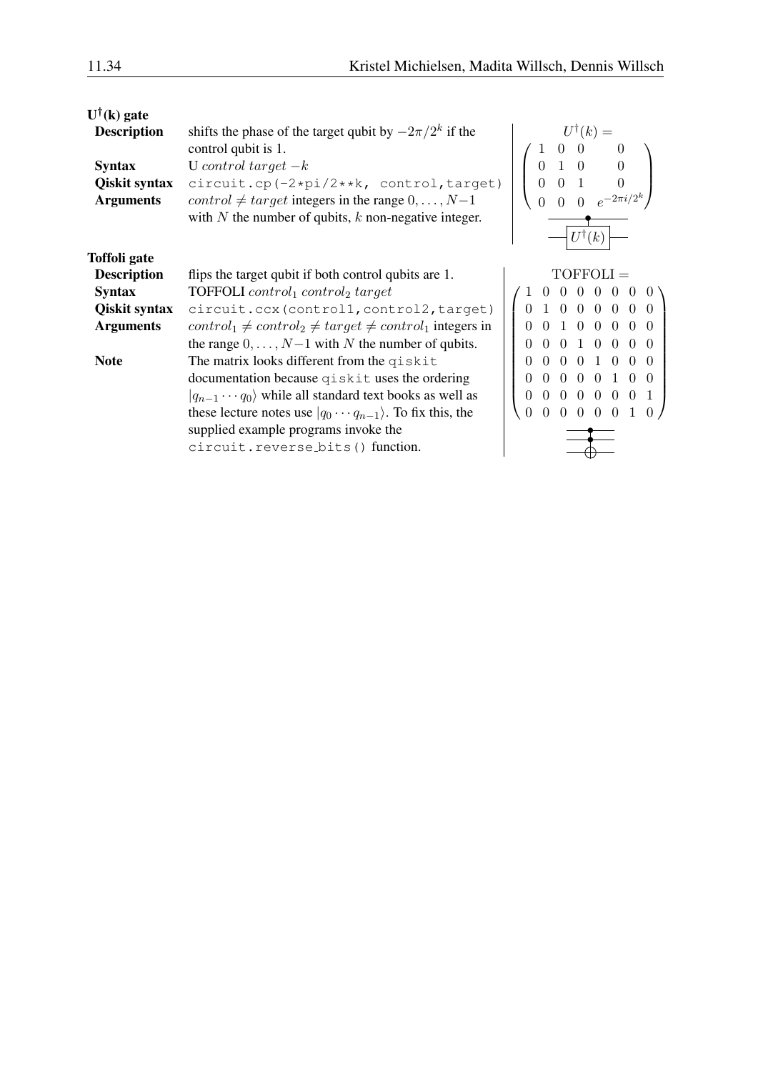**U†(k) gate**

**Description** shifts the phase of the target qubit by $-2\pi/2^k$ if the control qubit is 1.

**Syntax** U *control target* $-k$

**Qiskit syntax** `circuit.cp(-2*pi/2**k, control,target)`

**Arguments** $control \neq target$ integers in the range $0,\ldots,N-1$ with $N$ the number of qubits, $k$ non-negative integer.

$$U^\dagger(k) = \begin{pmatrix} 1 & 0 & 0 & 0 \\ 0 & 1 & 0 & 0 \\ 0 & 0 & 1 & 0 \\ 0 & 0 & 0 & e^{-2\pi i/2^k} \end{pmatrix}$$

**Toffoli gate**

**Description** flips the target qubit if both control qubits are 1.

**Syntax** TOFFOLI $control_1$ $control_2$ $target$

**Qiskit syntax** `circuit.ccx(control1,control2,target)`

**Arguments** $control_1 \neq control_2 \neq target \neq control_1$ integers in the range $0,\ldots,N-1$ with $N$ the number of qubits.

**Note** The matrix looks different from the `qiskit` documentation because `qiskit` uses the ordering $|q_{n-1}\cdots q_0\rangle$ while all standard text books as well as these lecture notes use $|q_0\cdots q_{n-1}\rangle$. To fix this, the supplied example programs invoke the `circuit.reverse_bits()` function.

$$\text{TOFFOLI} = \begin{pmatrix} 1 & 0 & 0 & 0 & 0 & 0 & 0 & 0 \\ 0 & 1 & 0 & 0 & 0 & 0 & 0 & 0 \\ 0 & 0 & 1 & 0 & 0 & 0 & 0 & 0 \\ 0 & 0 & 0 & 1 & 0 & 0 & 0 & 0 \\ 0 & 0 & 0 & 0 & 1 & 0 & 0 & 0 \\ 0 & 0 & 0 & 0 & 0 & 1 & 0 & 0 \\ 0 & 0 & 0 & 0 & 0 & 0 & 0 & 1 \\ 0 & 0 & 0 & 0 & 0 & 0 & 1 & 0 \end{pmatrix}$$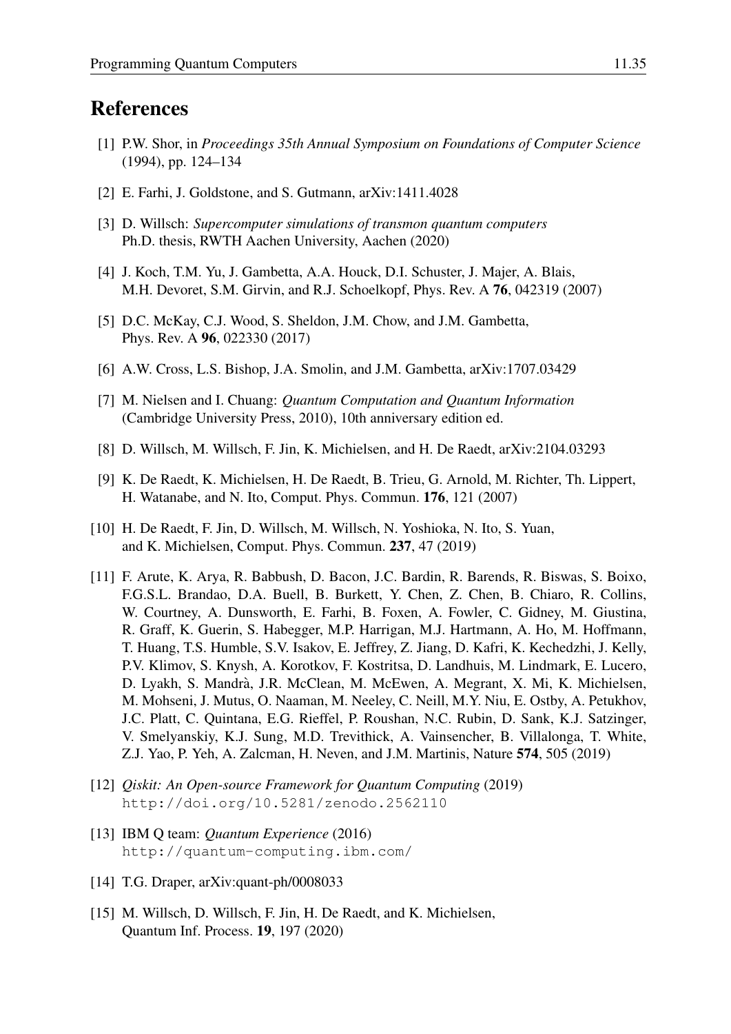## References

[1] P.W. Shor, in *Proceedings 35th Annual Symposium on Foundations of Computer Science* (1994), pp. 124–134

[2] E. Farhi, J. Goldstone, and S. Gutmann, arXiv:1411.4028

[3] D. Willsch: *Supercomputer simulations of transmon quantum computers* Ph.D. thesis, RWTH Aachen University, Aachen (2020)

[4] J. Koch, T.M. Yu, J. Gambetta, A.A. Houck, D.I. Schuster, J. Majer, A. Blais, M.H. Devoret, S.M. Girvin, and R.J. Schoelkopf, Phys. Rev. A **76**, 042319 (2007)

[5] D.C. McKay, C.J. Wood, S. Sheldon, J.M. Chow, and J.M. Gambetta, Phys. Rev. A **96**, 022330 (2017)

[6] A.W. Cross, L.S. Bishop, J.A. Smolin, and J.M. Gambetta, arXiv:1707.03429

[7] M. Nielsen and I. Chuang: *Quantum Computation and Quantum Information* (Cambridge University Press, 2010), 10th anniversary edition ed.

[8] D. Willsch, M. Willsch, F. Jin, K. Michielsen, and H. De Raedt, arXiv:2104.03293

[9] K. De Raedt, K. Michielsen, H. De Raedt, B. Trieu, G. Arnold, M. Richter, Th. Lippert, H. Watanabe, and N. Ito, Comput. Phys. Commun. **176**, 121 (2007)

[10] H. De Raedt, F. Jin, D. Willsch, M. Willsch, N. Yoshioka, N. Ito, S. Yuan, and K. Michielsen, Comput. Phys. Commun. **237**, 47 (2019)

[11] F. Arute, K. Arya, R. Babbush, D. Bacon, J.C. Bardin, R. Barends, R. Biswas, S. Boixo, F.G.S.L. Brandao, D.A. Buell, B. Burkett, Y. Chen, Z. Chen, B. Chiaro, R. Collins, W. Courtney, A. Dunsworth, E. Farhi, B. Foxen, A. Fowler, C. Gidney, M. Giustina, R. Graff, K. Guerin, S. Habegger, M.P. Harrigan, M.J. Hartmann, A. Ho, M. Hoffmann, T. Huang, T.S. Humble, S.V. Isakov, E. Jeffrey, Z. Jiang, D. Kafri, K. Kechedzhi, J. Kelly, P.V. Klimov, S. Knysh, A. Korotkov, F. Kostritsa, D. Landhuis, M. Lindmark, E. Lucero, D. Lyakh, S. Mandrà, J.R. McClean, M. McEwen, A. Megrant, X. Mi, K. Michielsen, M. Mohseni, J. Mutus, O. Naaman, M. Neeley, C. Neill, M.Y. Niu, E. Ostby, A. Petukhov, J.C. Platt, C. Quintana, E.G. Rieffel, P. Roushan, N.C. Rubin, D. Sank, K.J. Satzinger, V. Smelyanskiy, K.J. Sung, M.D. Trevithick, A. Vainsencher, B. Villalonga, T. White, Z.J. Yao, P. Yeh, A. Zalcman, H. Neven, and J.M. Martinis, Nature **574**, 505 (2019)

[12] *Qiskit: An Open-source Framework for Quantum Computing* (2019) `http://doi.org/10.5281/zenodo.2562110`

[13] IBM Q team: *Quantum Experience* (2016) `http://quantum-computing.ibm.com/`

[14] T.G. Draper, arXiv:quant-ph/0008033

[15] M. Willsch, D. Willsch, F. Jin, H. De Raedt, and K. Michielsen, Quantum Inf. Process. **19**, 197 (2020)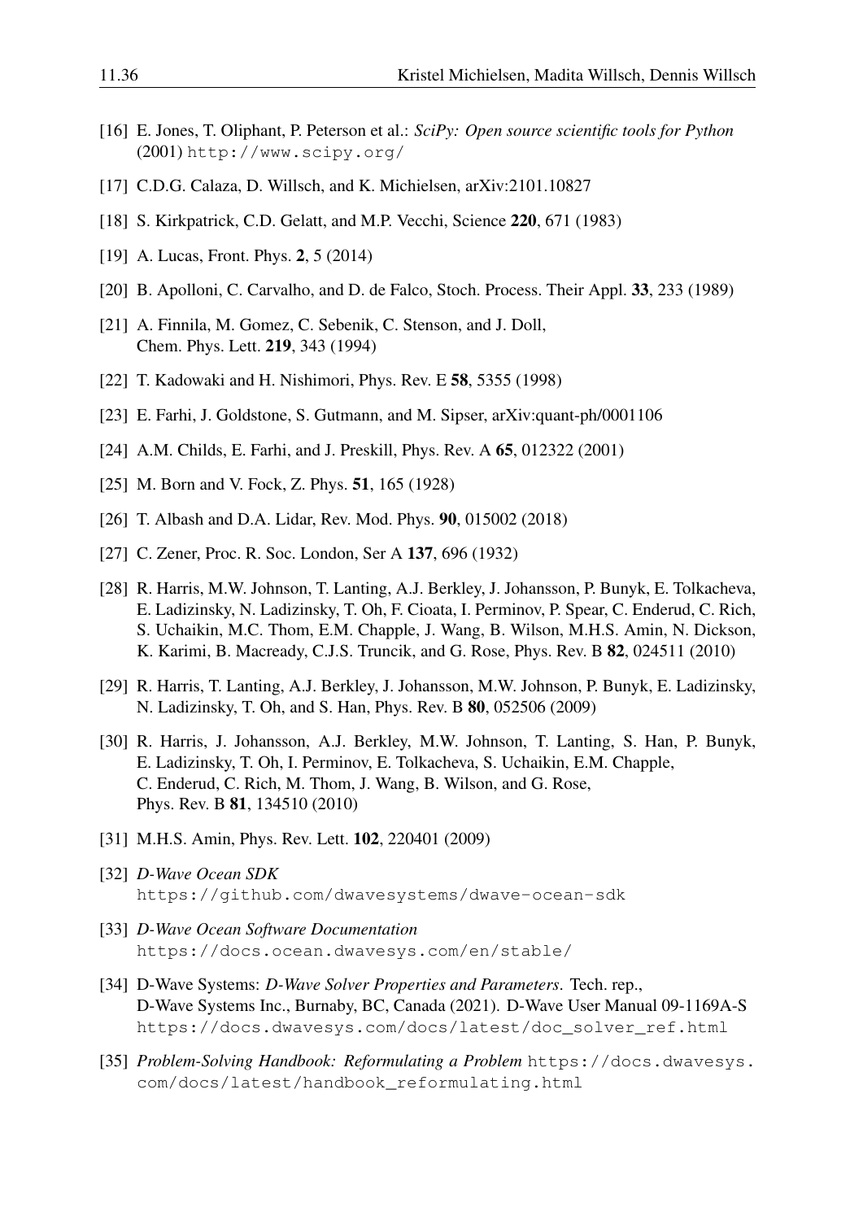[16] E. Jones, T. Oliphant, P. Peterson et al.: *SciPy: Open source scientific tools for Python* (2001) http://www.scipy.org/

[17] C.D.G. Calaza, D. Willsch, and K. Michielsen, arXiv:2101.10827

[18] S. Kirkpatrick, C.D. Gelatt, and M.P. Vecchi, Science **220**, 671 (1983)

[19] A. Lucas, Front. Phys. **2**, 5 (2014)

[20] B. Apolloni, C. Carvalho, and D. de Falco, Stoch. Process. Their Appl. **33**, 233 (1989)

[21] A. Finnila, M. Gomez, C. Sebenik, C. Stenson, and J. Doll, Chem. Phys. Lett. **219**, 343 (1994)

[22] T. Kadowaki and H. Nishimori, Phys. Rev. E **58**, 5355 (1998)

[23] E. Farhi, J. Goldstone, S. Gutmann, and M. Sipser, arXiv:quant-ph/0001106

[24] A.M. Childs, E. Farhi, and J. Preskill, Phys. Rev. A **65**, 012322 (2001)

[25] M. Born and V. Fock, Z. Phys. **51**, 165 (1928)

[26] T. Albash and D.A. Lidar, Rev. Mod. Phys. **90**, 015002 (2018)

[27] C. Zener, Proc. R. Soc. London, Ser A **137**, 696 (1932)

[28] R. Harris, M.W. Johnson, T. Lanting, A.J. Berkley, J. Johansson, P. Bunyk, E. Tolkacheva, E. Ladizinsky, N. Ladizinsky, T. Oh, F. Cioata, I. Perminov, P. Spear, C. Enderud, C. Rich, S. Uchaikin, M.C. Thom, E.M. Chapple, J. Wang, B. Wilson, M.H.S. Amin, N. Dickson, K. Karimi, B. Macready, C.J.S. Truncik, and G. Rose, Phys. Rev. B **82**, 024511 (2010)

[29] R. Harris, T. Lanting, A.J. Berkley, J. Johansson, M.W. Johnson, P. Bunyk, E. Ladizinsky, N. Ladizinsky, T. Oh, and S. Han, Phys. Rev. B **80**, 052506 (2009)

[30] R. Harris, J. Johansson, A.J. Berkley, M.W. Johnson, T. Lanting, S. Han, P. Bunyk, E. Ladizinsky, T. Oh, I. Perminov, E. Tolkacheva, S. Uchaikin, E.M. Chapple, C. Enderud, C. Rich, M. Thom, J. Wang, B. Wilson, and G. Rose, Phys. Rev. B **81**, 134510 (2010)

[31] M.H.S. Amin, Phys. Rev. Lett. **102**, 220401 (2009)

[32] *D-Wave Ocean SDK* https://github.com/dwavesystems/dwave-ocean-sdk

[33] *D-Wave Ocean Software Documentation* https://docs.ocean.dwavesys.com/en/stable/

[34] D-Wave Systems: *D-Wave Solver Properties and Parameters*. Tech. rep., D-Wave Systems Inc., Burnaby, BC, Canada (2021). D-Wave User Manual 09-1169A-S https://docs.dwavesys.com/docs/latest/doc_solver_ref.html

[35] *Problem-Solving Handbook: Reformulating a Problem* https://docs.dwavesys.com/docs/latest/handbook_reformulating.html